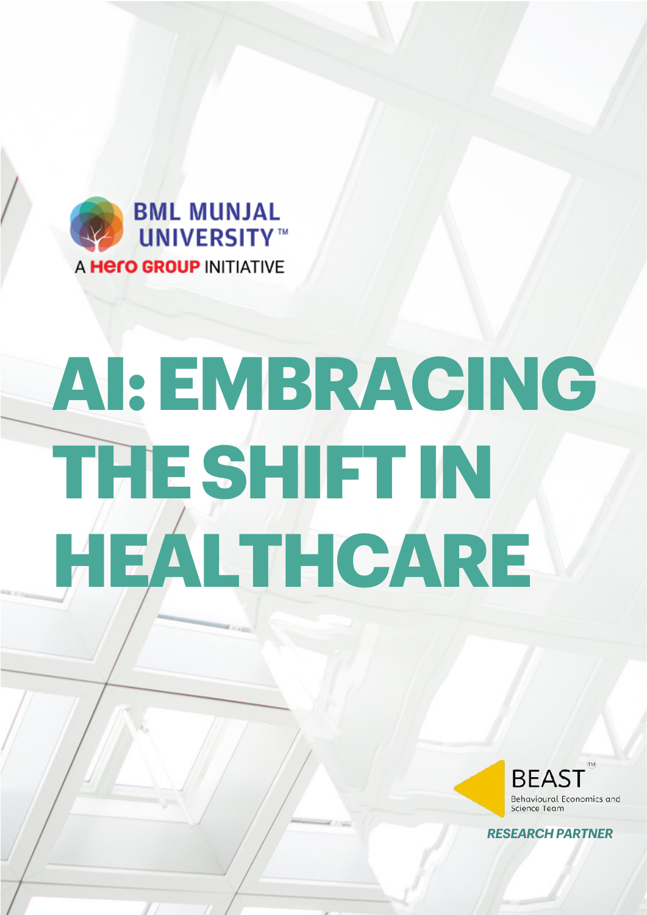BML MUNJAL UNIVERSITY™

A Hero GROUP INITIATIVE

# AI: EMBRACING THE SHIFT IN HEALTHCARE

BEAST™

Behavioural Economics and Science Team

*RESEARCH PARTNER*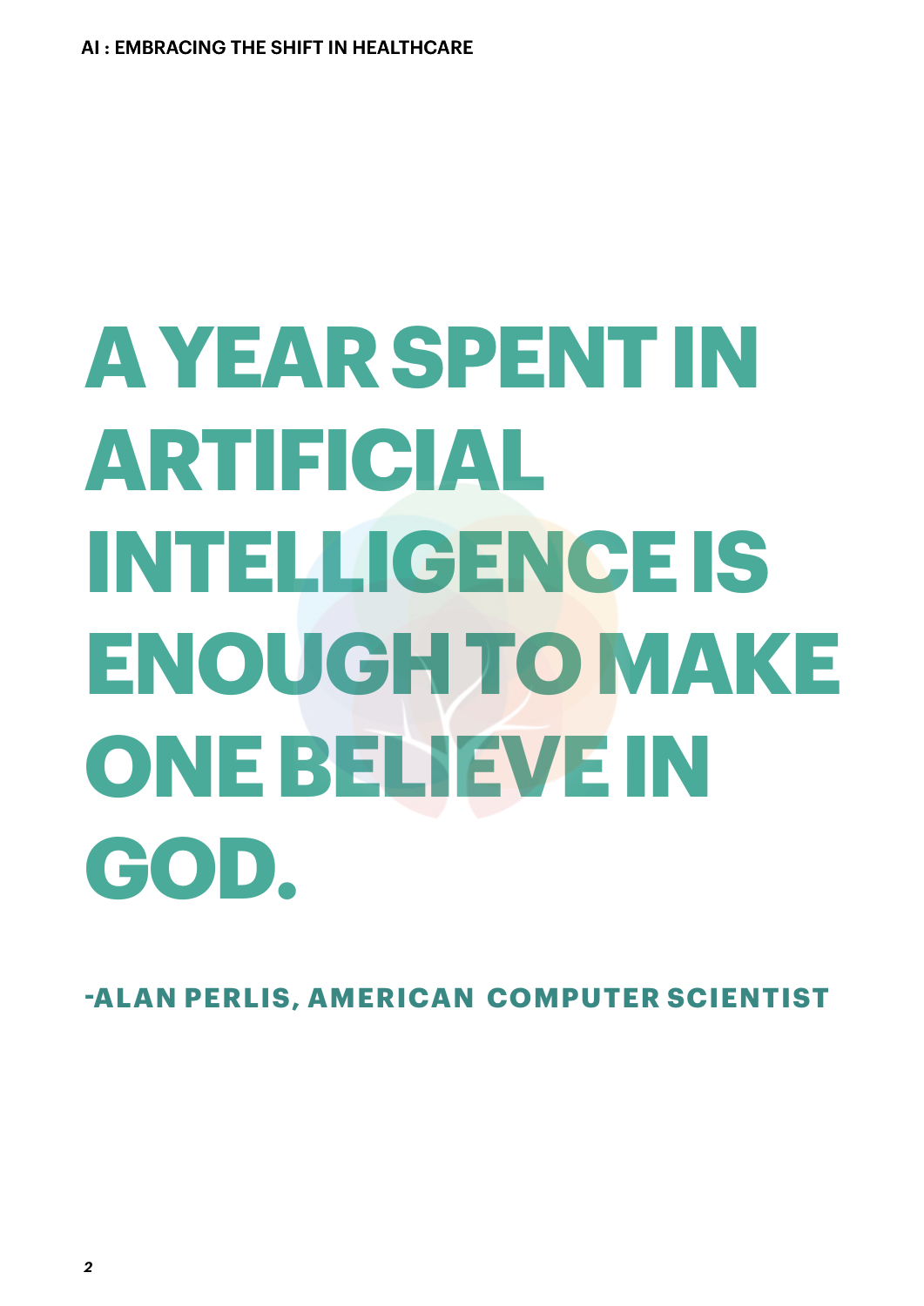# A YEAR SPENT IN ARTIFICIAL INTELLIGENCE IS ENOUGH TO MAKE ONE BELIEVE IN GOD.

**-ALAN PERLIS, AMERICAN COMPUTER SCIENTIST**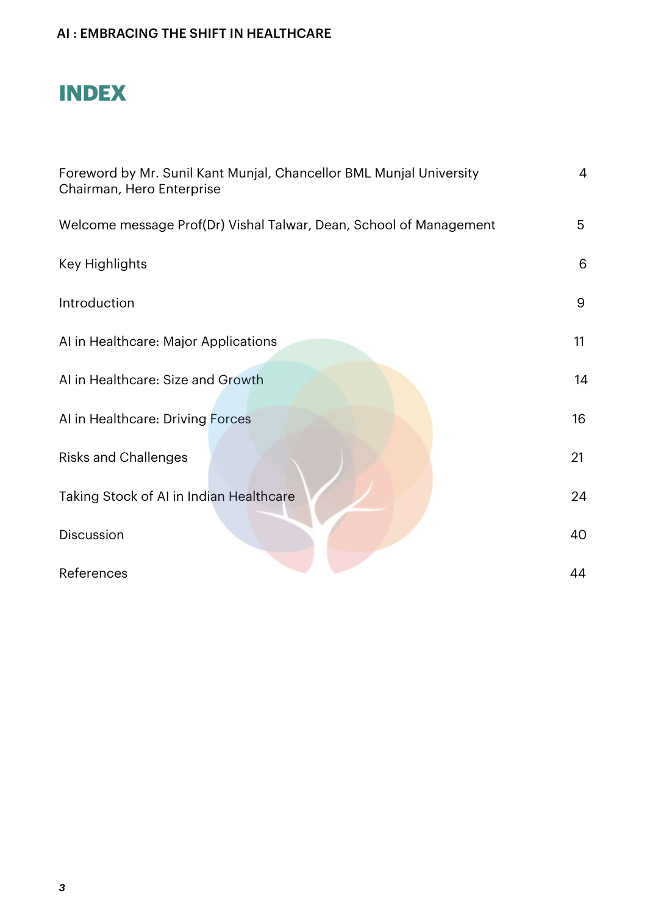# INDEX

| | |
|---|---|
| Foreword by Mr. Sunil Kant Munjal, Chancellor BML Munjal University Chairman, Hero Enterprise | 4 |
| Welcome message Prof(Dr) Vishal Talwar, Dean, School of Management | 5 |
| Key Highlights | 6 |
| Introduction | 9 |
| AI in Healthcare: Major Applications | 11 |
| AI in Healthcare: Size and Growth | 14 |
| AI in Healthcare: Driving Forces | 16 |
| Risks and Challenges | 21 |
| Taking Stock of AI in Indian Healthcare | 24 |
| Discussion | 40 |
| References | 44 |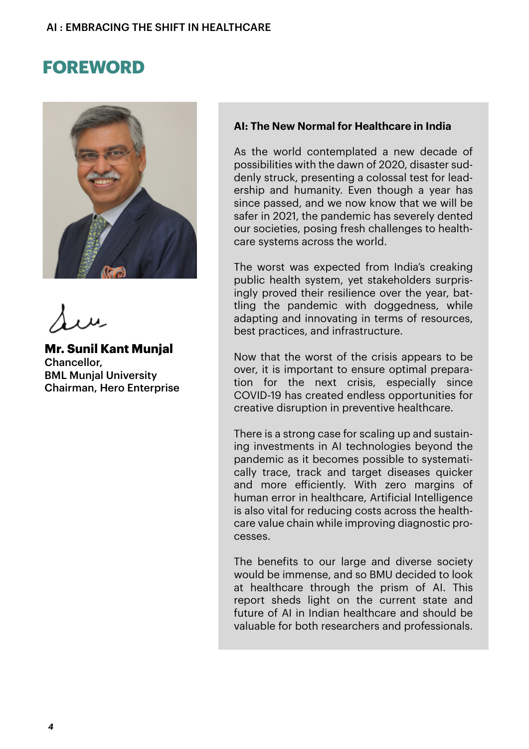# FOREWORD

**Mr. Sunil Kant Munjal**
Chancellor,
BML Munjal University
Chairman, Hero Enterprise

**AI: The New Normal for Healthcare in India**

As the world contemplated a new decade of possibilities with the dawn of 2020, disaster suddenly struck, presenting a colossal test for leadership and humanity. Even though a year has since passed, and we now know that we will be safer in 2021, the pandemic has severely dented our societies, posing fresh challenges to healthcare systems across the world.

The worst was expected from India's creaking public health system, yet stakeholders surprisingly proved their resilience over the year, battling the pandemic with doggedness, while adapting and innovating in terms of resources, best practices, and infrastructure.

Now that the worst of the crisis appears to be over, it is important to ensure optimal preparation for the next crisis, especially since COVID-19 has created endless opportunities for creative disruption in preventive healthcare.

There is a strong case for scaling up and sustaining investments in AI technologies beyond the pandemic as it becomes possible to systematically trace, track and target diseases quicker and more efficiently. With zero margins of human error in healthcare, Artificial Intelligence is also vital for reducing costs across the healthcare value chain while improving diagnostic processes.

The benefits to our large and diverse society would be immense, and so BMU decided to look at healthcare through the prism of AI. This report sheds light on the current state and future of AI in Indian healthcare and should be valuable for both researchers and professionals.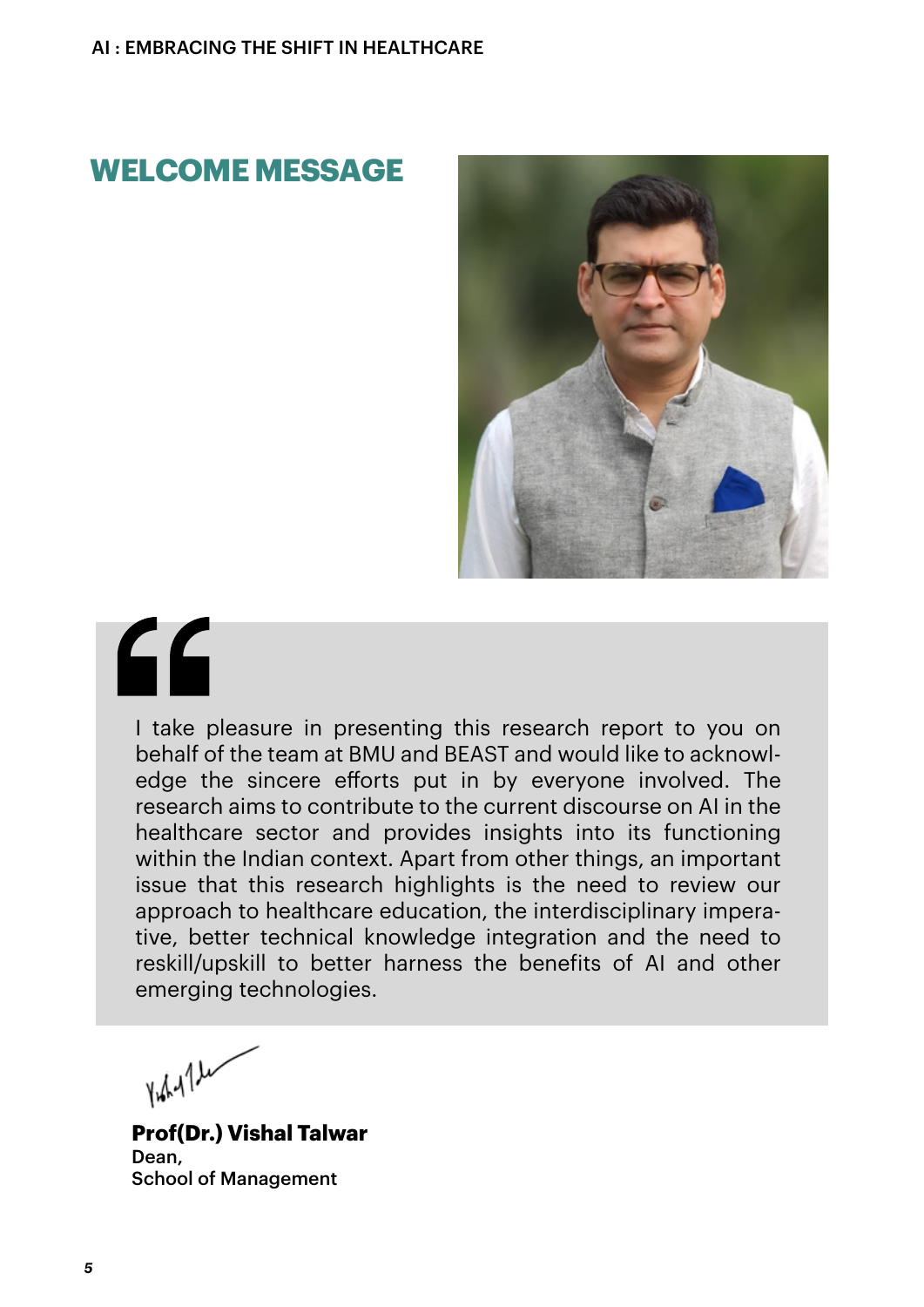# WELCOME MESSAGE

I take pleasure in presenting this research report to you on behalf of the team at BMU and BEAST and would like to acknowledge the sincere efforts put in by everyone involved. The research aims to contribute to the current discourse on AI in the healthcare sector and provides insights into its functioning within the Indian context. Apart from other things, an important issue that this research highlights is the need to review our approach to healthcare education, the interdisciplinary imperative, better technical knowledge integration and the need to reskill/upskill to better harness the benefits of AI and other emerging technologies.

**Prof(Dr.) Vishal Talwar**
Dean,
School of Management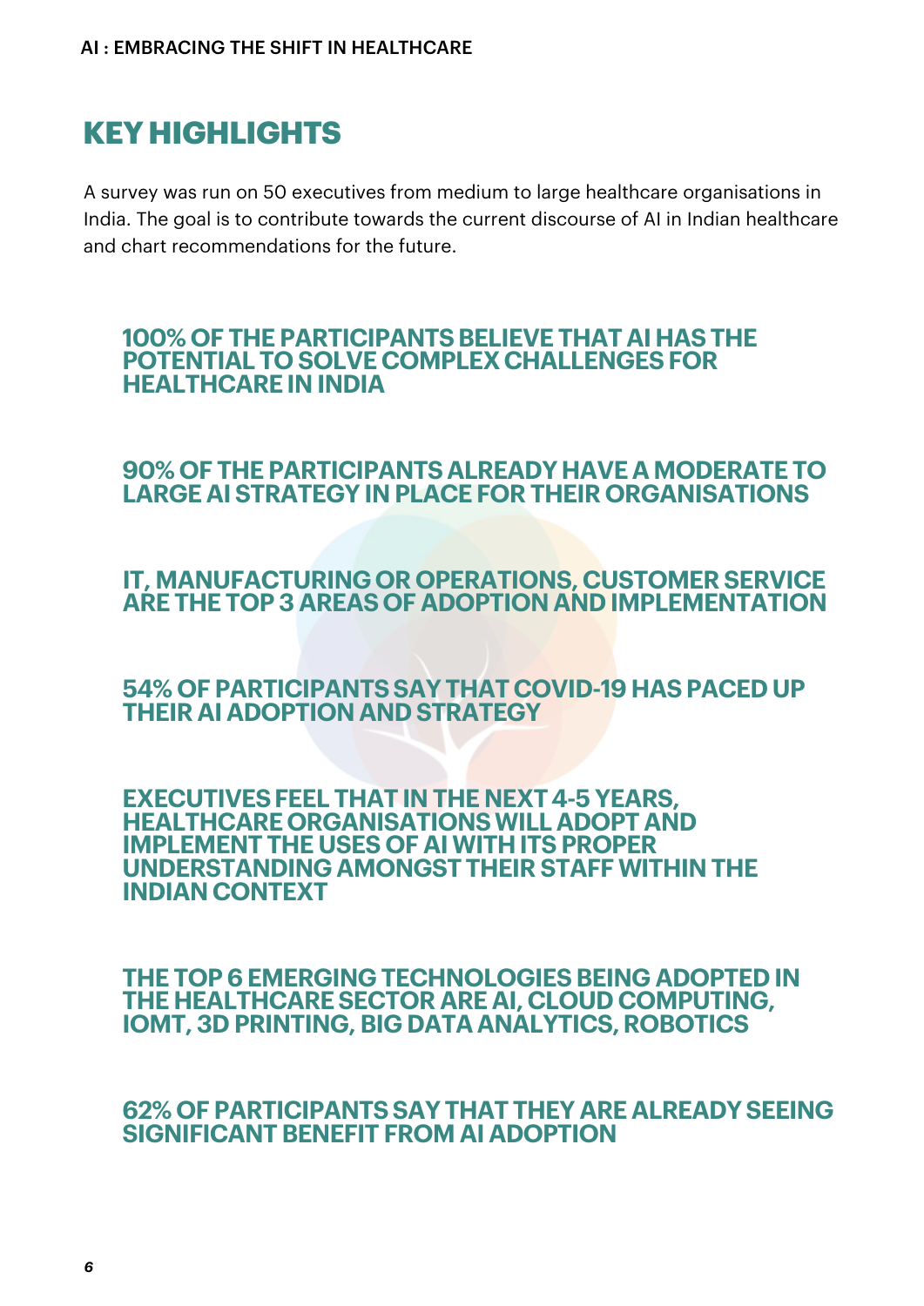## KEY HIGHLIGHTS

A survey was run on 50 executives from medium to large healthcare organisations in India. The goal is to contribute towards the current discourse of AI in Indian healthcare and chart recommendations for the future.

**100% OF THE PARTICIPANTS BELIEVE THAT AI HAS THE POTENTIAL TO SOLVE COMPLEX CHALLENGES FOR HEALTHCARE IN INDIA**

**90% OF THE PARTICIPANTS ALREADY HAVE A MODERATE TO LARGE AI STRATEGY IN PLACE FOR THEIR ORGANISATIONS**

**IT, MANUFACTURING OR OPERATIONS, CUSTOMER SERVICE ARE THE TOP 3 AREAS OF ADOPTION AND IMPLEMENTATION**

**54% OF PARTICIPANTS SAY THAT COVID-19 HAS PACED UP THEIR AI ADOPTION AND STRATEGY**

**EXECUTIVES FEEL THAT IN THE NEXT 4-5 YEARS, HEALTHCARE ORGANISATIONS WILL ADOPT AND IMPLEMENT THE USES OF AI WITH ITS PROPER UNDERSTANDING AMONGST THEIR STAFF WITHIN THE INDIAN CONTEXT**

**THE TOP 6 EMERGING TECHNOLOGIES BEING ADOPTED IN THE HEALTHCARE SECTOR ARE AI, CLOUD COMPUTING, IOMT, 3D PRINTING, BIG DATA ANALYTICS, ROBOTICS**

**62% OF PARTICIPANTS SAY THAT THEY ARE ALREADY SEEING SIGNIFICANT BENEFIT FROM AI ADOPTION**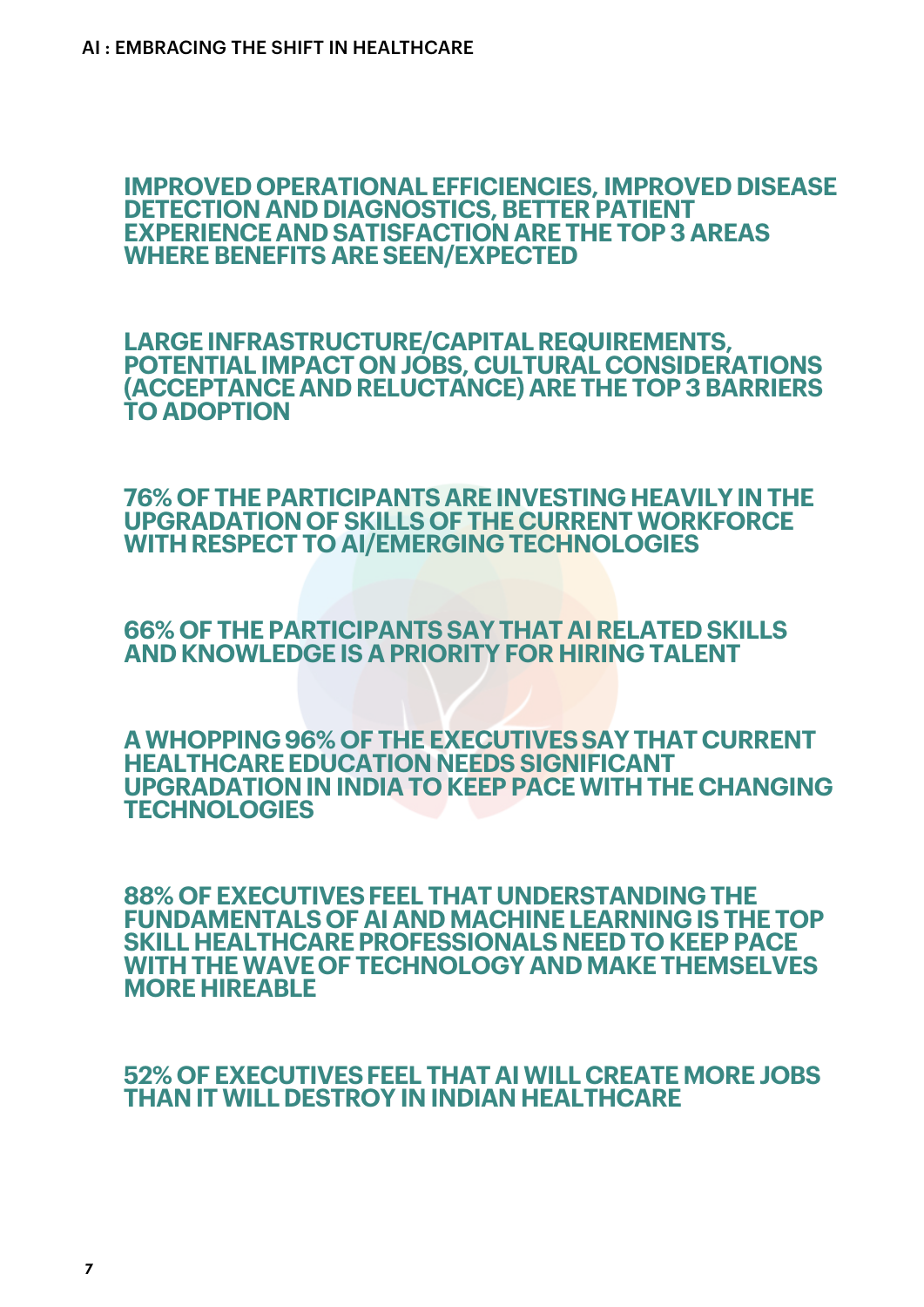**IMPROVED OPERATIONAL EFFICIENCIES, IMPROVED DISEASE DETECTION AND DIAGNOSTICS, BETTER PATIENT EXPERIENCE AND SATISFACTION ARE THE TOP 3 AREAS WHERE BENEFITS ARE SEEN/EXPECTED**

**LARGE INFRASTRUCTURE/CAPITAL REQUIREMENTS, POTENTIAL IMPACT ON JOBS, CULTURAL CONSIDERATIONS (ACCEPTANCE AND RELUCTANCE) ARE THE TOP 3 BARRIERS TO ADOPTION**

**76% OF THE PARTICIPANTS ARE INVESTING HEAVILY IN THE UPGRADATION OF SKILLS OF THE CURRENT WORKFORCE WITH RESPECT TO AI/EMERGING TECHNOLOGIES**

**66% OF THE PARTICIPANTS SAY THAT AI RELATED SKILLS AND KNOWLEDGE IS A PRIORITY FOR HIRING TALENT**

**A WHOPPING 96% OF THE EXECUTIVES SAY THAT CURRENT HEALTHCARE EDUCATION NEEDS SIGNIFICANT UPGRADATION IN INDIA TO KEEP PACE WITH THE CHANGING TECHNOLOGIES**

**88% OF EXECUTIVES FEEL THAT UNDERSTANDING THE FUNDAMENTALS OF AI AND MACHINE LEARNING IS THE TOP SKILL HEALTHCARE PROFESSIONALS NEED TO KEEP PACE WITH THE WAVE OF TECHNOLOGY AND MAKE THEMSELVES MORE HIREABLE**

**52% OF EXECUTIVES FEEL THAT AI WILL CREATE MORE JOBS THAN IT WILL DESTROY IN INDIAN HEALTHCARE**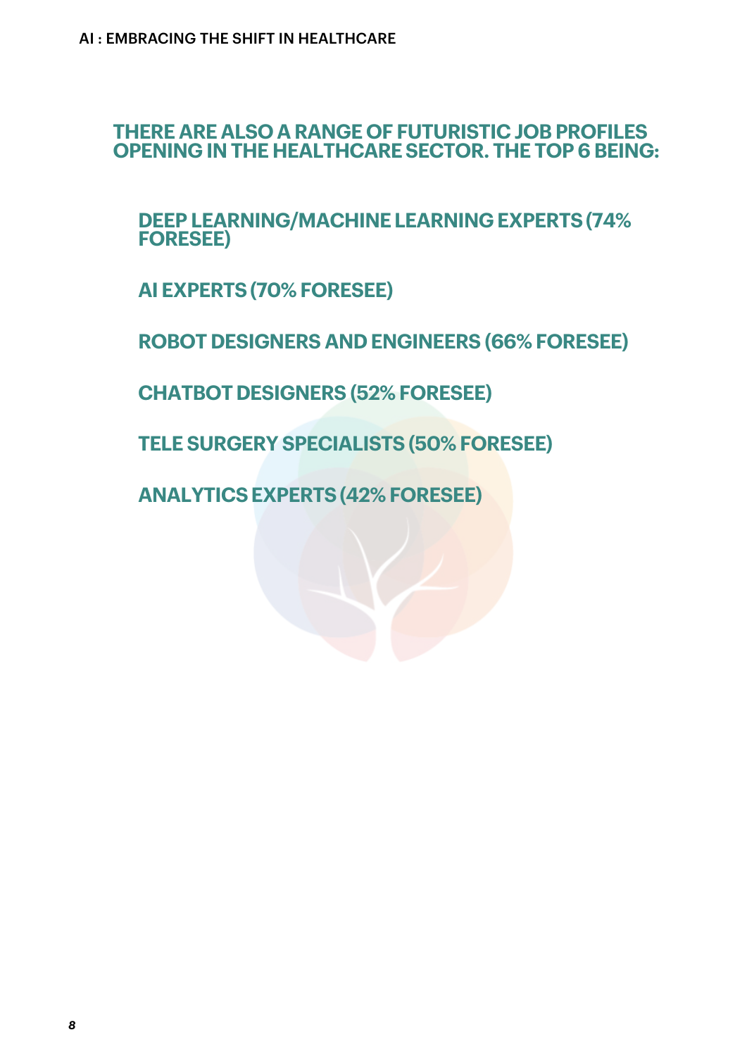## THERE ARE ALSO A RANGE OF FUTURISTIC JOB PROFILES OPENING IN THE HEALTHCARE SECTOR. THE TOP 6 BEING:

**DEEP LEARNING/MACHINE LEARNING EXPERTS (74% FORESEE)**

**AI EXPERTS (70% FORESEE)**

**ROBOT DESIGNERS AND ENGINEERS (66% FORESEE)**

**CHATBOT DESIGNERS (52% FORESEE)**

**TELE SURGERY SPECIALISTS (50% FORESEE)**

**ANALYTICS EXPERTS (42% FORESEE)**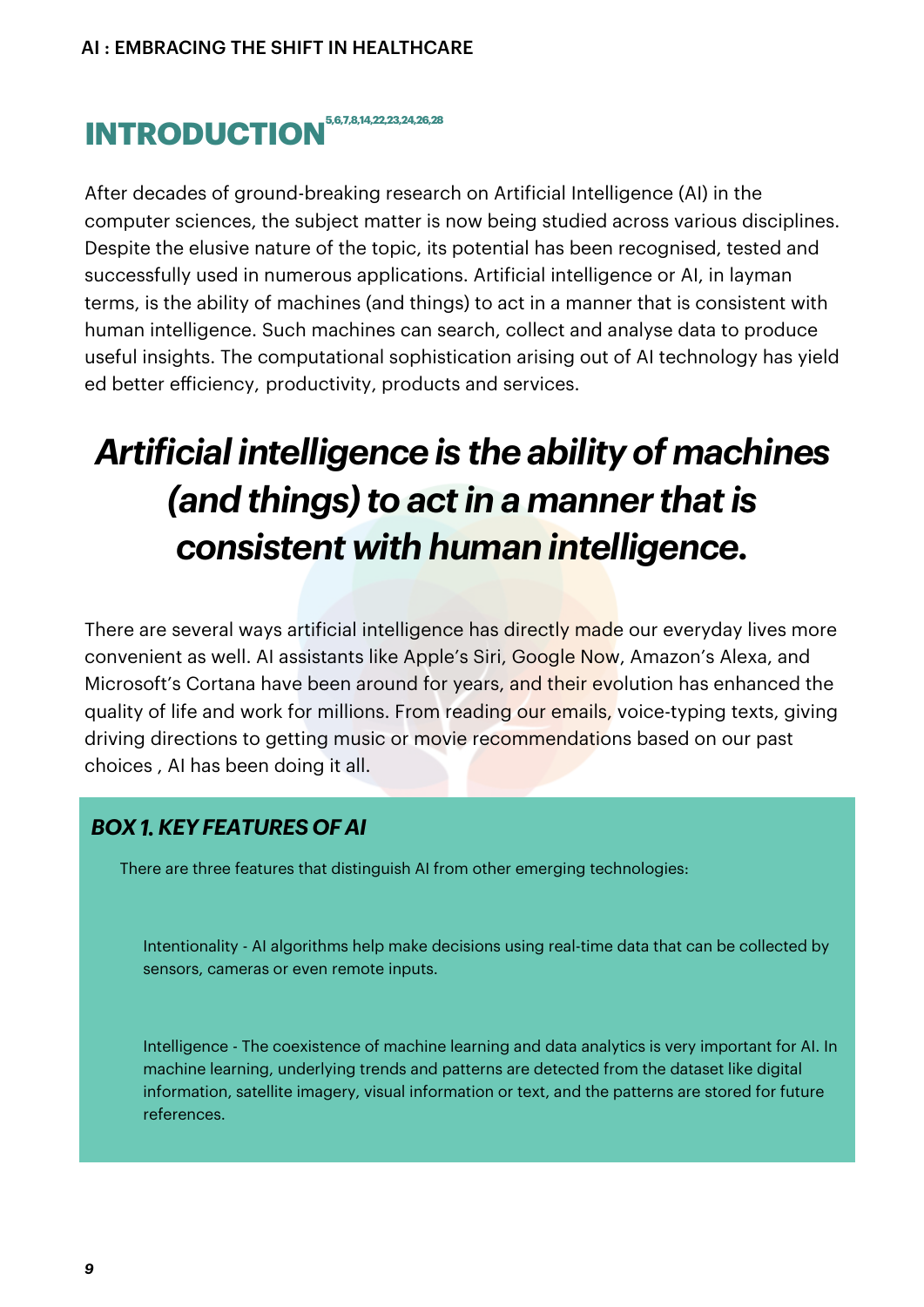# INTRODUCTION[5,6,7,8,14,22,23,24,26,28]

After decades of ground-breaking research on Artificial Intelligence (AI) in the computer sciences, the subject matter is now being studied across various disciplines. Despite the elusive nature of the topic, its potential has been recognised, tested and successfully used in numerous applications. Artificial intelligence or AI, in layman terms, is the ability of machines (and things) to act in a manner that is consistent with human intelligence. Such machines can search, collect and analyse data to produce useful insights. The computational sophistication arising out of AI technology has yield ed better efficiency, productivity, products and services.

> ***Artificial intelligence is the ability of machines (and things) to act in a manner that is consistent with human intelligence.***

There are several ways artificial intelligence has directly made our everyday lives more convenient as well. AI assistants like Apple's Siri, Google Now, Amazon's Alexa, and Microsoft's Cortana have been around for years, and their evolution has enhanced the quality of life and work for millions. From reading our emails, voice-typing texts, giving driving directions to getting music or movie recommendations based on our past choices , AI has been doing it all.

### *BOX 1. KEY FEATURES OF AI*

There are three features that distinguish AI from other emerging technologies:

Intentionality - AI algorithms help make decisions using real-time data that can be collected by sensors, cameras or even remote inputs.

Intelligence - The coexistence of machine learning and data analytics is very important for AI. In machine learning, underlying trends and patterns are detected from the dataset like digital information, satellite imagery, visual information or text, and the patterns are stored for future references.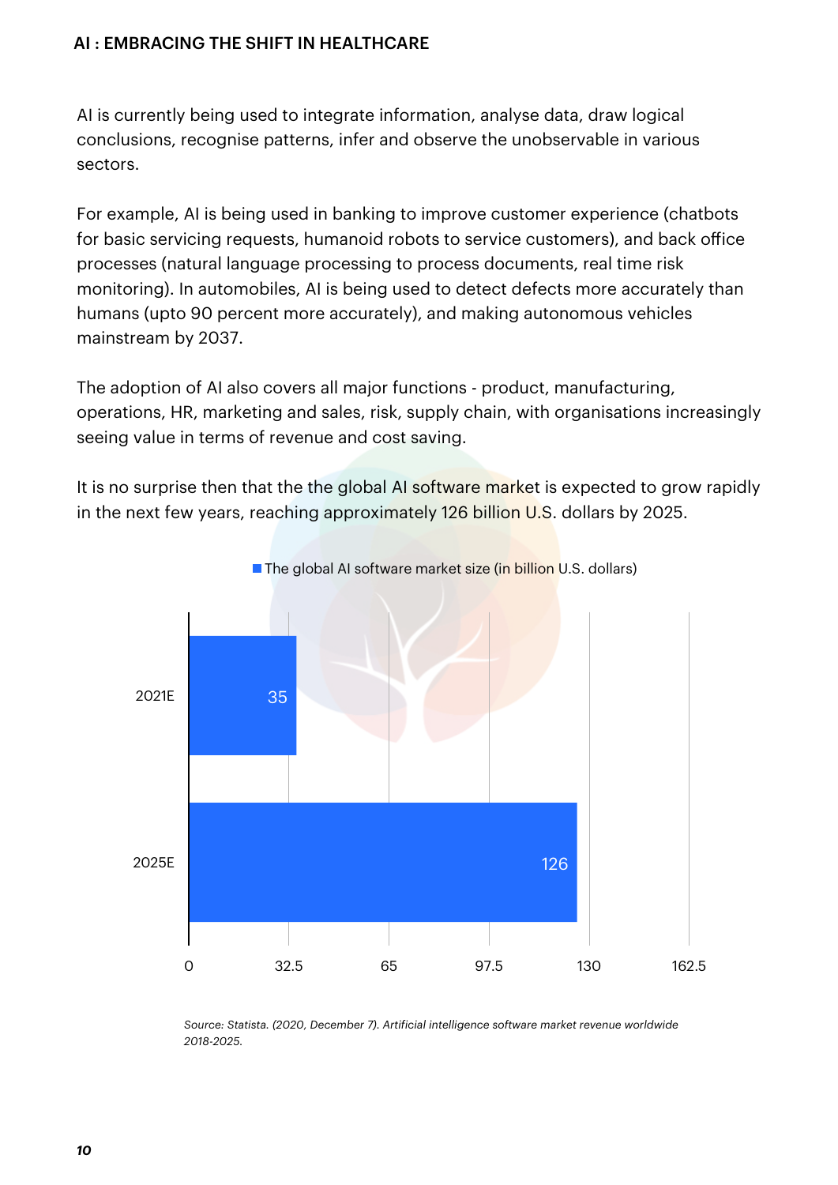AI is currently being used to integrate information, analyse data, draw logical conclusions, recognise patterns, infer and observe the unobservable in various sectors.

For example, AI is being used in banking to improve customer experience (chatbots for basic servicing requests, humanoid robots to service customers), and back office processes (natural language processing to process documents, real time risk monitoring). In automobiles, AI is being used to detect defects more accurately than humans (upto 90 percent more accurately), and making autonomous vehicles mainstream by 2037.

The adoption of AI also covers all major functions - product, manufacturing, operations, HR, marketing and sales, risk, supply chain, with organisations increasingly seeing value in terms of revenue and cost saving.

It is no surprise then that the the global AI software market is expected to grow rapidly in the next few years, reaching approximately 126 billion U.S. dollars by 2025.

The global AI software market size (in billion U.S. dollars)

| Year | Market size |
|---|---|
| 2021E | 35 |
| 2025E | 126 |

*Source: Statista. (2020, December 7). Artificial intelligence software market revenue worldwide 2018-2025.*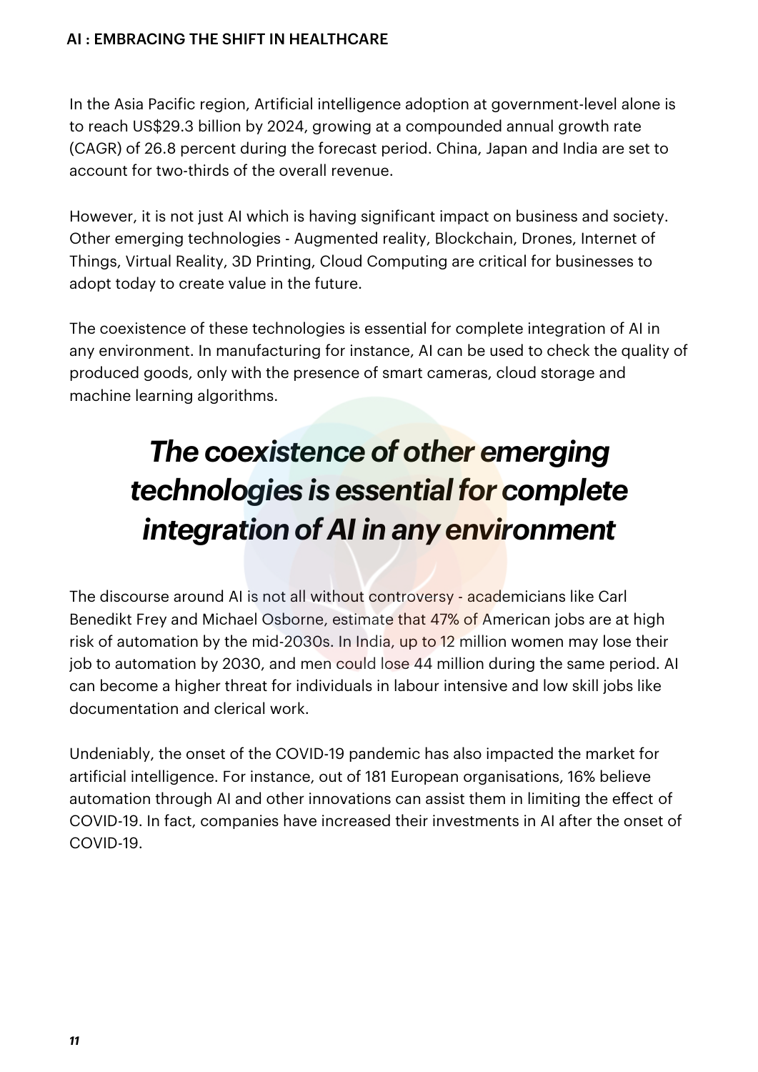In the Asia Pacific region, Artificial intelligence adoption at government-level alone is to reach US$29.3 billion by 2024, growing at a compounded annual growth rate (CAGR) of 26.8 percent during the forecast period. China, Japan and India are set to account for two-thirds of the overall revenue.

However, it is not just AI which is having significant impact on business and society. Other emerging technologies - Augmented reality, Blockchain, Drones, Internet of Things, Virtual Reality, 3D Printing, Cloud Computing are critical for businesses to adopt today to create value in the future.

The coexistence of these technologies is essential for complete integration of AI in any environment. In manufacturing for instance, AI can be used to check the quality of produced goods, only with the presence of smart cameras, cloud storage and machine learning algorithms.

> ***The coexistence of other emerging technologies is essential for complete integration of AI in any environment***

The discourse around AI is not all without controversy - academicians like Carl Benedikt Frey and Michael Osborne, estimate that 47% of American jobs are at high risk of automation by the mid-2030s. In India, up to 12 million women may lose their job to automation by 2030, and men could lose 44 million during the same period. AI can become a higher threat for individuals in labour intensive and low skill jobs like documentation and clerical work.

Undeniably, the onset of the COVID-19 pandemic has also impacted the market for artificial intelligence. For instance, out of 181 European organisations, 16% believe automation through AI and other innovations can assist them in limiting the effect of COVID-19. In fact, companies have increased their investments in AI after the onset of COVID-19.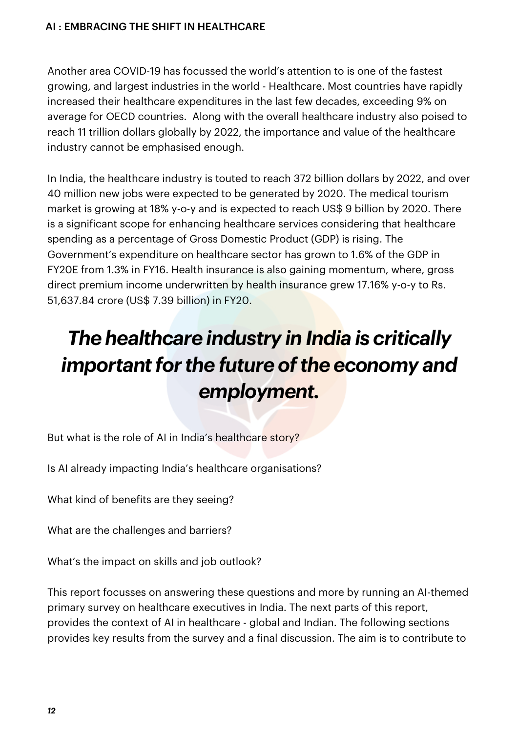Another area COVID-19 has focussed the world's attention to is one of the fastest growing, and largest industries in the world - Healthcare. Most countries have rapidly increased their healthcare expenditures in the last few decades, exceeding 9% on average for OECD countries. Along with the overall healthcare industry also poised to reach 11 trillion dollars globally by 2022, the importance and value of the healthcare industry cannot be emphasised enough.

In India, the healthcare industry is touted to reach 372 billion dollars by 2022, and over 40 million new jobs were expected to be generated by 2020. The medical tourism market is growing at 18% y-o-y and is expected to reach US$ 9 billion by 2020. There is a significant scope for enhancing healthcare services considering that healthcare spending as a percentage of Gross Domestic Product (GDP) is rising. The Government's expenditure on healthcare sector has grown to 1.6% of the GDP in FY20E from 1.3% in FY16. Health insurance is also gaining momentum, where, gross direct premium income underwritten by health insurance grew 17.16% y-o-y to Rs. 51,637.84 crore (US$ 7.39 billion) in FY20.

> ***The healthcare industry in India is critically important for the future of the economy and employment.***

But what is the role of AI in India's healthcare story?

Is AI already impacting India's healthcare organisations?

What kind of benefits are they seeing?

What are the challenges and barriers?

What's the impact on skills and job outlook?

This report focusses on answering these questions and more by running an AI-themed primary survey on healthcare executives in India. The next parts of this report, provides the context of AI in healthcare - global and Indian. The following sections provides key results from the survey and a final discussion. The aim is to contribute to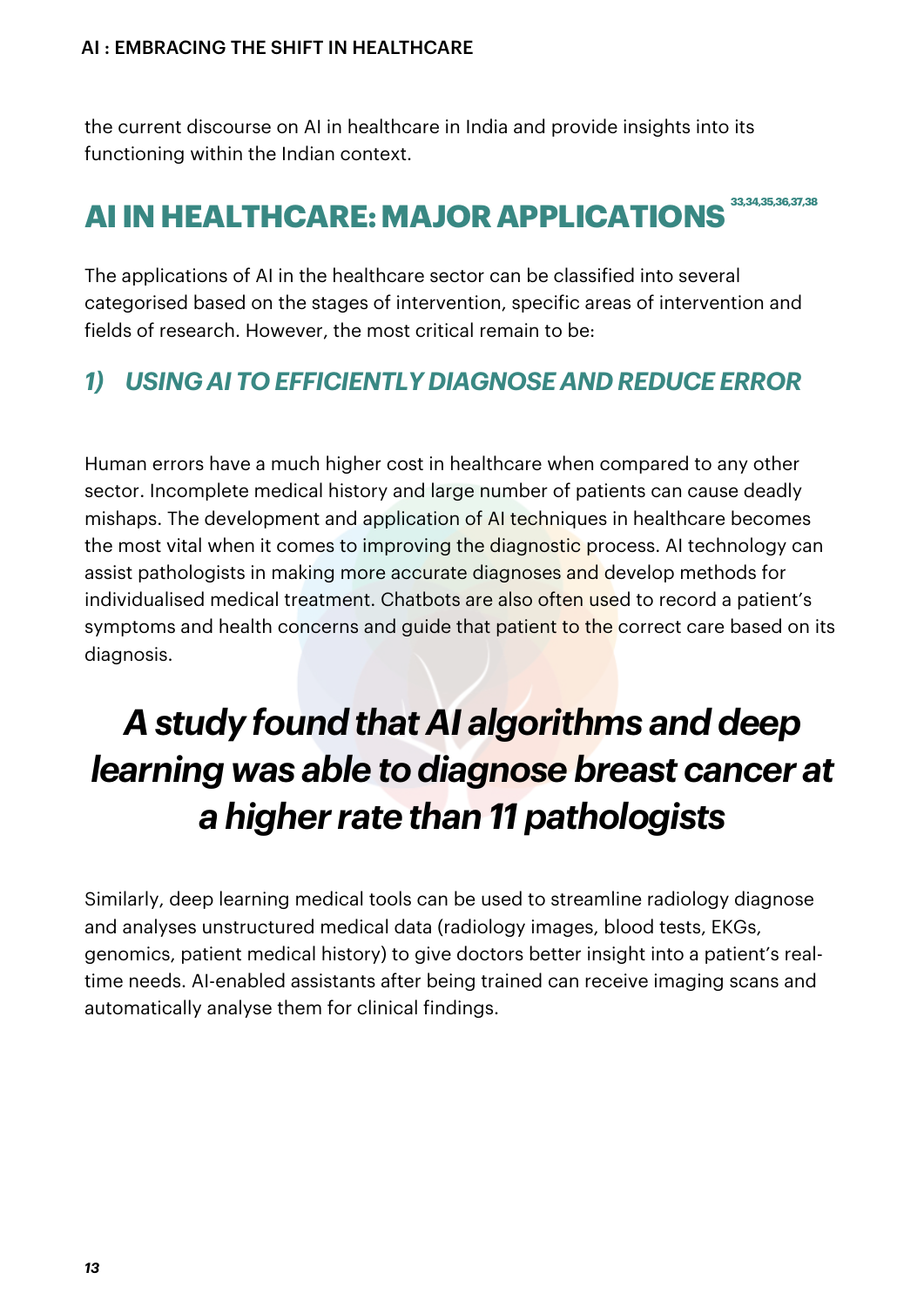the current discourse on AI in healthcare in India and provide insights into its functioning within the Indian context.

## AI IN HEALTHCARE: MAJOR APPLICATIONS [33,34,35,36,37,38]

The applications of AI in the healthcare sector can be classified into several categorised based on the stages of intervention, specific areas of intervention and fields of research. However, the most critical remain to be:

### *1) USING AI TO EFFICIENTLY DIAGNOSE AND REDUCE ERROR*

Human errors have a much higher cost in healthcare when compared to any other sector. Incomplete medical history and large number of patients can cause deadly mishaps. The development and application of AI techniques in healthcare becomes the most vital when it comes to improving the diagnostic process. AI technology can assist pathologists in making more accurate diagnoses and develop methods for individualised medical treatment. Chatbots are also often used to record a patient's symptoms and health concerns and guide that patient to the correct care based on its diagnosis.

***A study found that AI algorithms and deep learning was able to diagnose breast cancer at a higher rate than 11 pathologists***

Similarly, deep learning medical tools can be used to streamline radiology diagnose and analyses unstructured medical data (radiology images, blood tests, EKGs, genomics, patient medical history) to give doctors better insight into a patient's real-time needs. AI-enabled assistants after being trained can receive imaging scans and automatically analyse them for clinical findings.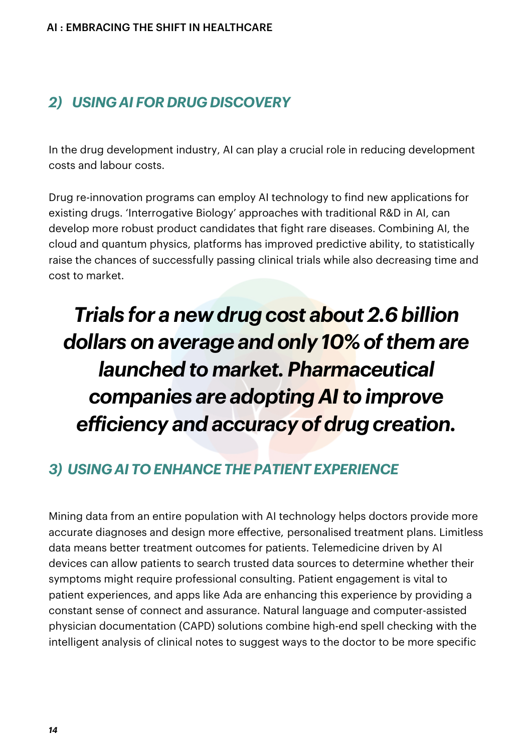## *2) USING AI FOR DRUG DISCOVERY*

In the drug development industry, AI can play a crucial role in reducing development costs and labour costs.

Drug re-innovation programs can employ AI technology to find new applications for existing drugs. 'Interrogative Biology' approaches with traditional R&D in AI, can develop more robust product candidates that fight rare diseases. Combining AI, the cloud and quantum physics, platforms has improved predictive ability, to statistically raise the chances of successfully passing clinical trials while also decreasing time and cost to market.

***Trials for a new drug cost about 2.6 billion dollars on average and only 10% of them are launched to market. Pharmaceutical companies are adopting AI to improve efficiency and accuracy of drug creation.***

## *3) USING AI TO ENHANCE THE PATIENT EXPERIENCE*

Mining data from an entire population with AI technology helps doctors provide more accurate diagnoses and design more effective, personalised treatment plans. Limitless data means better treatment outcomes for patients. Telemedicine driven by AI devices can allow patients to search trusted data sources to determine whether their symptoms might require professional consulting. Patient engagement is vital to patient experiences, and apps like Ada are enhancing this experience by providing a constant sense of connect and assurance. Natural language and computer-assisted physician documentation (CAPD) solutions combine high-end spell checking with the intelligent analysis of clinical notes to suggest ways to the doctor to be more specific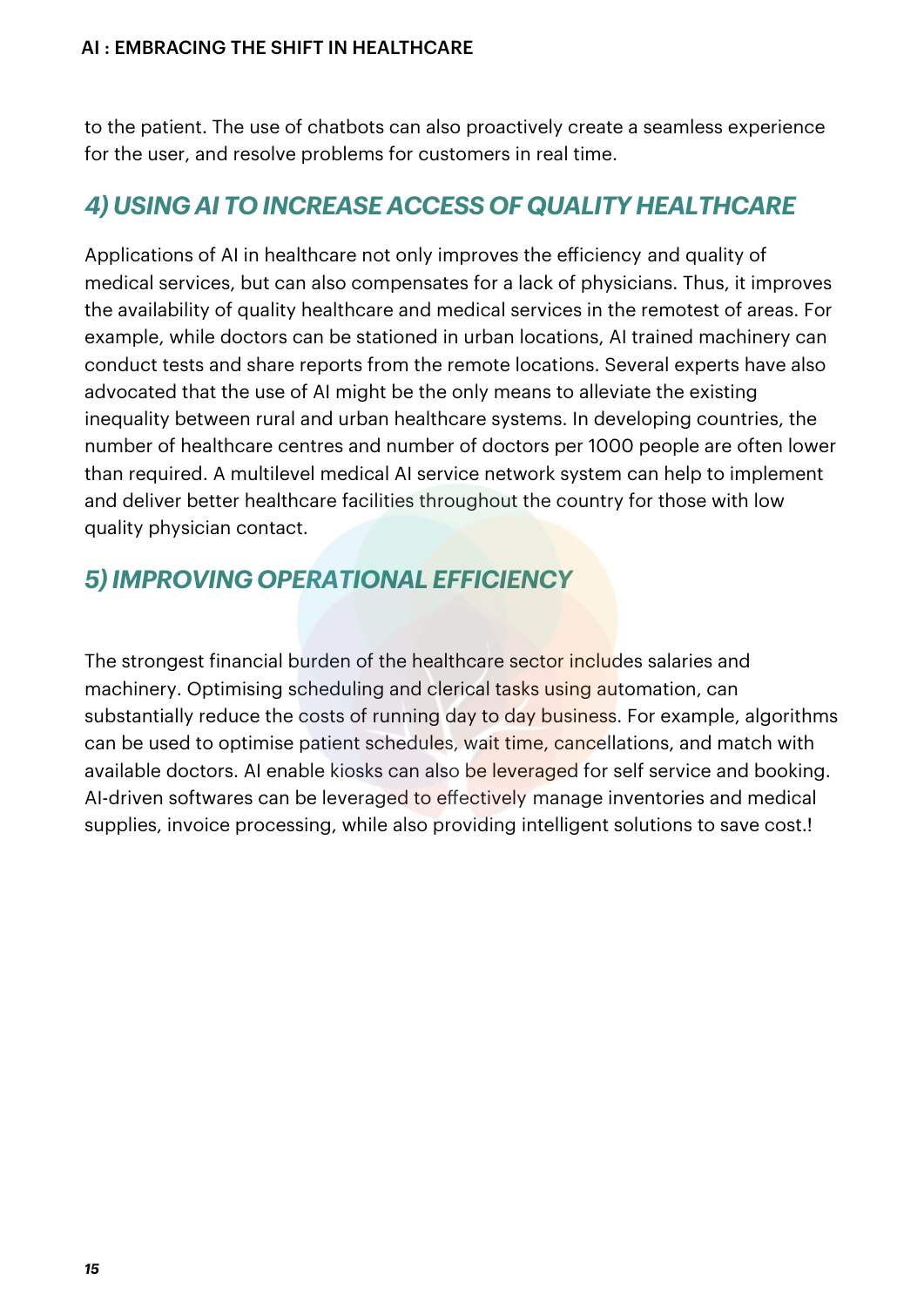to the patient. The use of chatbots can also proactively create a seamless experience for the user, and resolve problems for customers in real time.

## *4) USING AI TO INCREASE ACCESS OF QUALITY HEALTHCARE*

Applications of AI in healthcare not only improves the efficiency and quality of medical services, but can also compensates for a lack of physicians. Thus, it improves the availability of quality healthcare and medical services in the remotest of areas. For example, while doctors can be stationed in urban locations, AI trained machinery can conduct tests and share reports from the remote locations. Several experts have also advocated that the use of AI might be the only means to alleviate the existing inequality between rural and urban healthcare systems. In developing countries, the number of healthcare centres and number of doctors per 1000 people are often lower than required. A multilevel medical AI service network system can help to implement and deliver better healthcare facilities throughout the country for those with low quality physician contact.

## *5) IMPROVING OPERATIONAL EFFICIENCY*

The strongest financial burden of the healthcare sector includes salaries and machinery. Optimising scheduling and clerical tasks using automation, can substantially reduce the costs of running day to day business. For example, algorithms can be used to optimise patient schedules, wait time, cancellations, and match with available doctors. AI enable kiosks can also be leveraged for self service and booking. AI-driven softwares can be leveraged to effectively manage inventories and medical supplies, invoice processing, while also providing intelligent solutions to save cost.!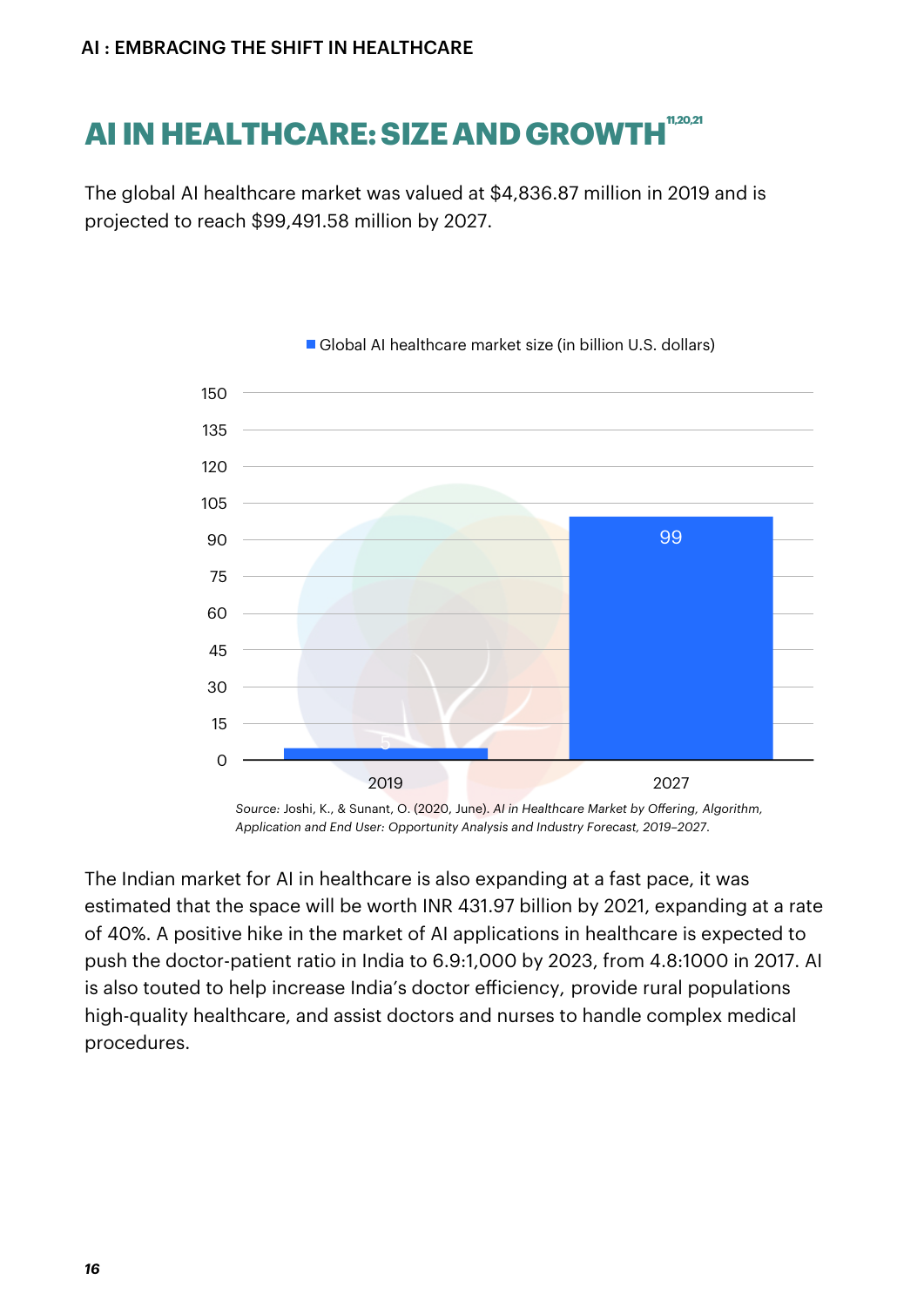## AI IN HEALTHCARE: SIZE AND GROWTH[11,20,21]

The global AI healthcare market was valued at $4,836.87 million in 2019 and is projected to reach $99,491.58 million by 2027.

Global AI healthcare market size (in billion U.S. dollars)

| Year | Market size |
| --- | --- |
| 2019 | 5 |
| 2027 | 99 |

Source: Joshi, K., & Sunant, O. (2020, June). *AI in Healthcare Market by Offering, Algorithm, Application and End User: Opportunity Analysis and Industry Forecast, 2019–2027.*

The Indian market for AI in healthcare is also expanding at a fast pace, it was estimated that the space will be worth INR 431.97 billion by 2021, expanding at a rate of 40%. A positive hike in the market of AI applications in healthcare is expected to push the doctor-patient ratio in India to 6.9:1,000 by 2023, from 4.8:1000 in 2017. AI is also touted to help increase India's doctor efficiency, provide rural populations high-quality healthcare, and assist doctors and nurses to handle complex medical procedures.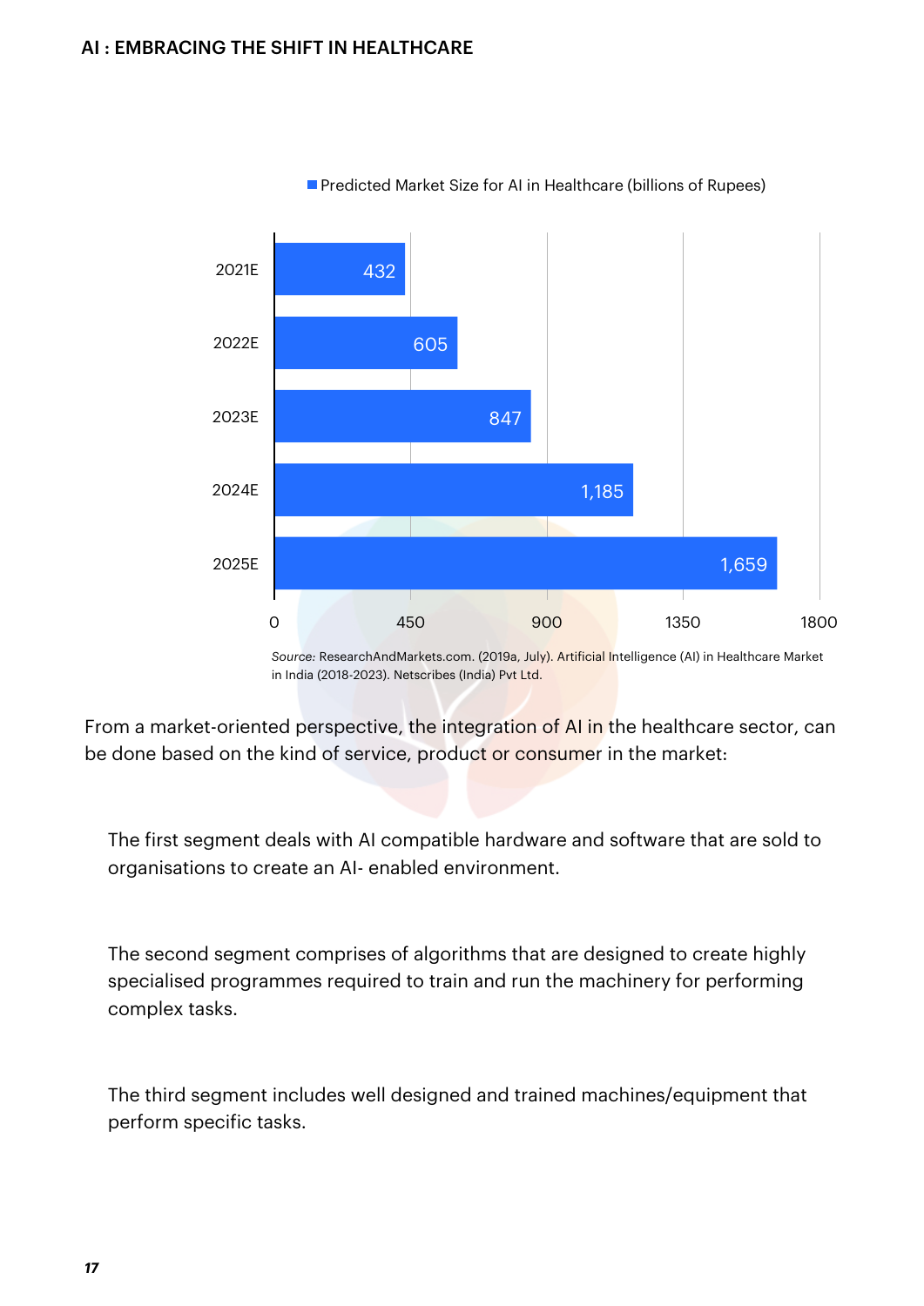**Predicted Market Size for AI in Healthcare (billions of Rupees)**

| Year | Predicted Market Size (billions of Rupees) |
| --- | --- |
| 2021E | 432 |
| 2022E | 605 |
| 2023E | 847 |
| 2024E | 1,185 |
| 2025E | 1,659 |

*Source:* ResearchAndMarkets.com. (2019a, July). Artificial Intelligence (AI) in Healthcare Market in India (2018-2023). Netscribes (India) Pvt Ltd.

From a market-oriented perspective, the integration of AI in the healthcare sector, can be done based on the kind of service, product or consumer in the market:

The first segment deals with AI compatible hardware and software that are sold to organisations to create an AI- enabled environment.

The second segment comprises of algorithms that are designed to create highly specialised programmes required to train and run the machinery for performing complex tasks.

The third segment includes well designed and trained machines/equipment that perform specific tasks.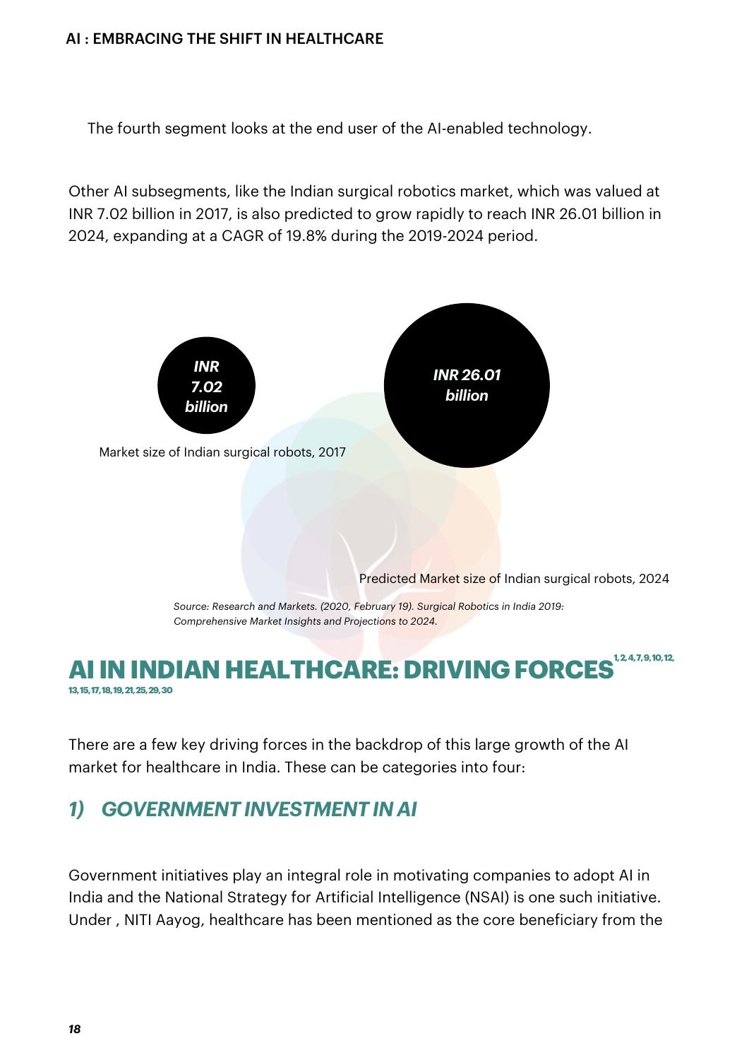The fourth segment looks at the end user of the AI-enabled technology.

Other AI subsegments, like the Indian surgical robotics market, which was valued at INR 7.02 billion in 2017, is also predicted to grow rapidly to reach INR 26.01 billion in 2024, expanding at a CAGR of 19.8% during the 2019-2024 period.

***INR 7.02 billion***

Market size of Indian surgical robots, 2017

***INR 26.01 billion***

Predicted Market size of Indian surgical robots, 2024

*Source: Research and Markets. (2020, February 19). Surgical Robotics in India 2019: Comprehensive Market Insights and Projections to 2024.*

## AI IN INDIAN HEALTHCARE: DRIVING FORCES [1, 2, 4, 7, 9, 10, 12, 13, 15, 17, 18, 19, 21, 25, 29, 30]

There are a few key driving forces in the backdrop of this large growth of the AI market for healthcare in India. These can be categories into four:

### *1) GOVERNMENT INVESTMENT IN AI*

Government initiatives play an integral role in motivating companies to adopt AI in India and the National Strategy for Artificial Intelligence (NSAI) is one such initiative. Under , NITI Aayog, healthcare has been mentioned as the core beneficiary from the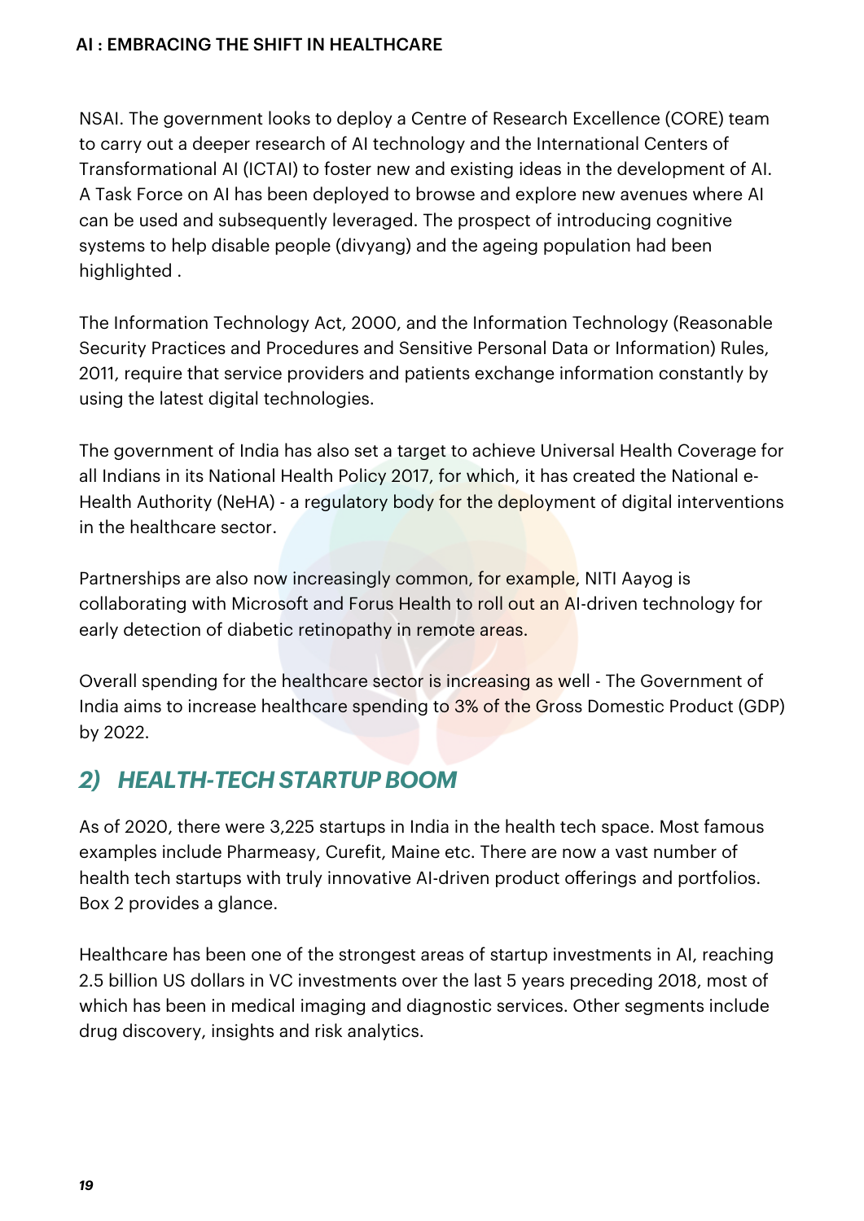NSAI. The government looks to deploy a Centre of Research Excellence (CORE) team to carry out a deeper research of AI technology and the International Centers of Transformational AI (ICTAI) to foster new and existing ideas in the development of AI. A Task Force on AI has been deployed to browse and explore new avenues where AI can be used and subsequently leveraged. The prospect of introducing cognitive systems to help disable people (divyang) and the ageing population had been highlighted .

The Information Technology Act, 2000, and the Information Technology (Reasonable Security Practices and Procedures and Sensitive Personal Data or Information) Rules, 2011, require that service providers and patients exchange information constantly by using the latest digital technologies.

The government of India has also set a target to achieve Universal Health Coverage for all Indians in its National Health Policy 2017, for which, it has created the National e-Health Authority (NeHA) - a regulatory body for the deployment of digital interventions in the healthcare sector.

Partnerships are also now increasingly common, for example, NITI Aayog is collaborating with Microsoft and Forus Health to roll out an AI-driven technology for early detection of diabetic retinopathy in remote areas.

Overall spending for the healthcare sector is increasing as well - The Government of India aims to increase healthcare spending to 3% of the Gross Domestic Product (GDP) by 2022.

## *2) HEALTH-TECH STARTUP BOOM*

As of 2020, there were 3,225 startups in India in the health tech space. Most famous examples include Pharmeasy, Curefit, Maine etc. There are now a vast number of health tech startups with truly innovative AI-driven product offerings and portfolios. Box 2 provides a glance.

Healthcare has been one of the strongest areas of startup investments in AI, reaching 2.5 billion US dollars in VC investments over the last 5 years preceding 2018, most of which has been in medical imaging and diagnostic services. Other segments include drug discovery, insights and risk analytics.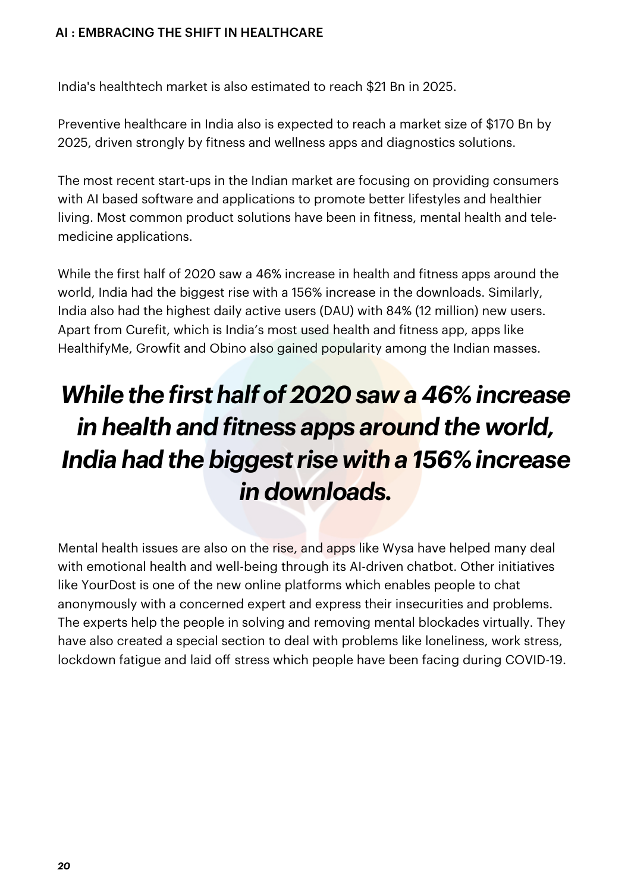India's healthtech market is also estimated to reach $21 Bn in 2025.

Preventive healthcare in India also is expected to reach a market size of $170 Bn by 2025, driven strongly by fitness and wellness apps and diagnostics solutions.

The most recent start-ups in the Indian market are focusing on providing consumers with AI based software and applications to promote better lifestyles and healthier living. Most common product solutions have been in fitness, mental health and tele-medicine applications.

While the first half of 2020 saw a 46% increase in health and fitness apps around the world, India had the biggest rise with a 156% increase in the downloads. Similarly, India also had the highest daily active users (DAU) with 84% (12 million) new users. Apart from Curefit, which is India's most used health and fitness app, apps like HealthifyMe, Growfit and Obino also gained popularity among the Indian masses.

> ***While the first half of 2020 saw a 46% increase in health and fitness apps around the world, India had the biggest rise with a 156% increase in downloads.***

Mental health issues are also on the rise, and apps like Wysa have helped many deal with emotional health and well-being through its AI-driven chatbot. Other initiatives like YourDost is one of the new online platforms which enables people to chat anonymously with a concerned expert and express their insecurities and problems. The experts help the people in solving and removing mental blockades virtually. They have also created a special section to deal with problems like loneliness, work stress, lockdown fatigue and laid off stress which people have been facing during COVID-19.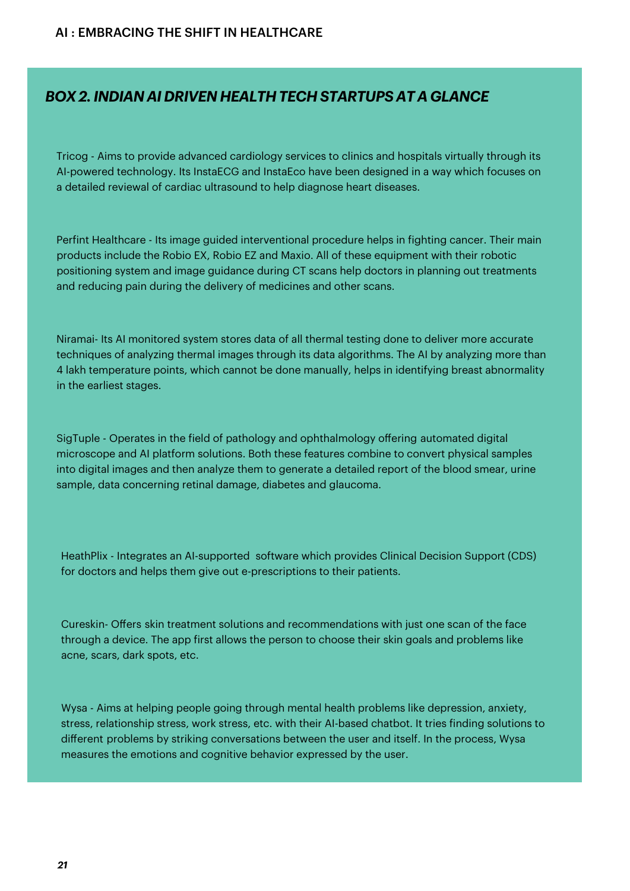## *BOX 2. INDIAN AI DRIVEN HEALTH TECH STARTUPS AT A GLANCE*

Tricog - Aims to provide advanced cardiology services to clinics and hospitals virtually through its AI-powered technology. Its InstaECG and InstaEco have been designed in a way which focuses on a detailed reviewal of cardiac ultrasound to help diagnose heart diseases.

Perfint Healthcare - Its image guided interventional procedure helps in fighting cancer. Their main products include the Robio EX, Robio EZ and Maxio. All of these equipment with their robotic positioning system and image guidance during CT scans help doctors in planning out treatments and reducing pain during the delivery of medicines and other scans.

Niramai- Its AI monitored system stores data of all thermal testing done to deliver more accurate techniques of analyzing thermal images through its data algorithms. The AI by analyzing more than 4 lakh temperature points, which cannot be done manually, helps in identifying breast abnormality in the earliest stages.

SigTuple - Operates in the field of pathology and ophthalmology offering automated digital microscope and AI platform solutions. Both these features combine to convert physical samples into digital images and then analyze them to generate a detailed report of the blood smear, urine sample, data concerning retinal damage, diabetes and glaucoma.

HeathPlix - Integrates an AI-supported software which provides Clinical Decision Support (CDS) for doctors and helps them give out e-prescriptions to their patients.

Cureskin- Offers skin treatment solutions and recommendations with just one scan of the face through a device. The app first allows the person to choose their skin goals and problems like acne, scars, dark spots, etc.

Wysa - Aims at helping people going through mental health problems like depression, anxiety, stress, relationship stress, work stress, etc. with their AI-based chatbot. It tries finding solutions to different problems by striking conversations between the user and itself. In the process, Wysa measures the emotions and cognitive behavior expressed by the user.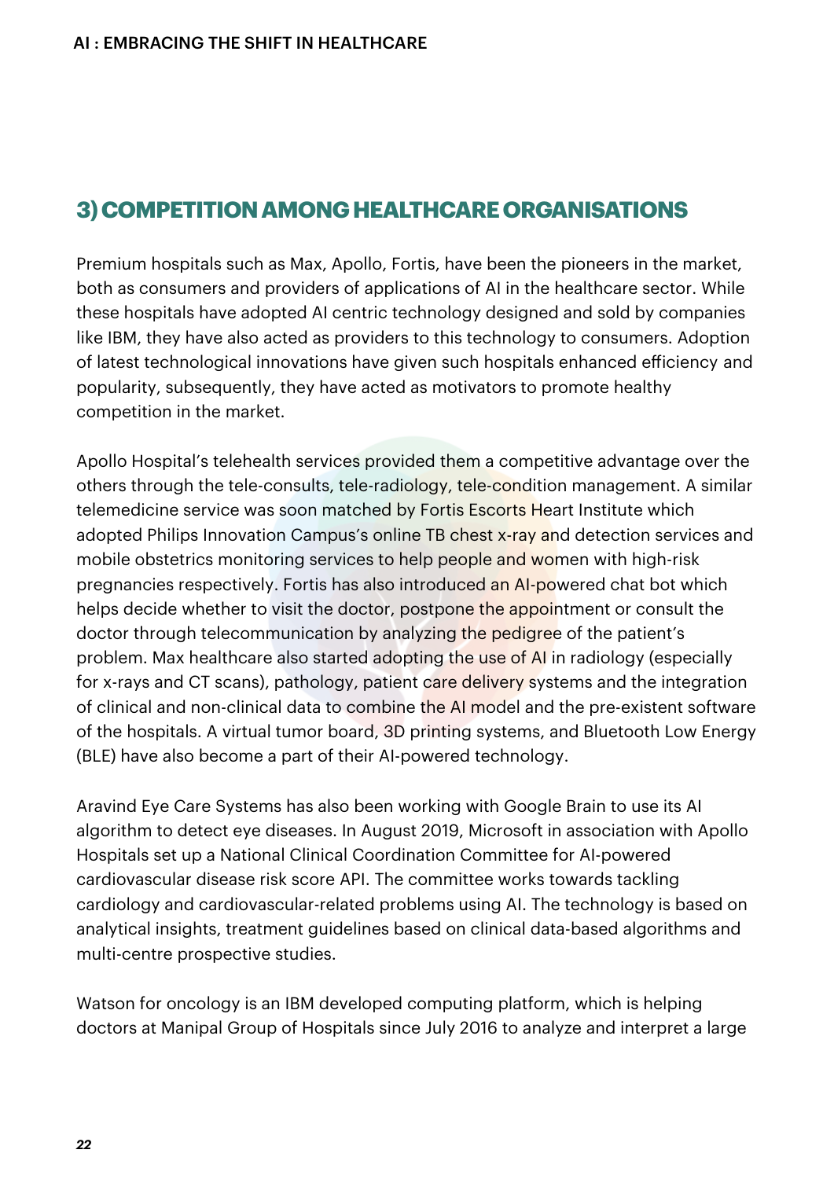## 3) COMPETITION AMONG HEALTHCARE ORGANISATIONS

Premium hospitals such as Max, Apollo, Fortis, have been the pioneers in the market, both as consumers and providers of applications of AI in the healthcare sector. While these hospitals have adopted AI centric technology designed and sold by companies like IBM, they have also acted as providers to this technology to consumers. Adoption of latest technological innovations have given such hospitals enhanced efficiency and popularity, subsequently, they have acted as motivators to promote healthy competition in the market.

Apollo Hospital's telehealth services provided them a competitive advantage over the others through the tele-consults, tele-radiology, tele-condition management. A similar telemedicine service was soon matched by Fortis Escorts Heart Institute which adopted Philips Innovation Campus's online TB chest x-ray and detection services and mobile obstetrics monitoring services to help people and women with high-risk pregnancies respectively. Fortis has also introduced an AI-powered chat bot which helps decide whether to visit the doctor, postpone the appointment or consult the doctor through telecommunication by analyzing the pedigree of the patient's problem. Max healthcare also started adopting the use of AI in radiology (especially for x-rays and CT scans), pathology, patient care delivery systems and the integration of clinical and non-clinical data to combine the AI model and the pre-existent software of the hospitals. A virtual tumor board, 3D printing systems, and Bluetooth Low Energy (BLE) have also become a part of their AI-powered technology.

Aravind Eye Care Systems has also been working with Google Brain to use its AI algorithm to detect eye diseases. In August 2019, Microsoft in association with Apollo Hospitals set up a National Clinical Coordination Committee for AI-powered cardiovascular disease risk score API. The committee works towards tackling cardiology and cardiovascular-related problems using AI. The technology is based on analytical insights, treatment guidelines based on clinical data-based algorithms and multi-centre prospective studies.

Watson for oncology is an IBM developed computing platform, which is helping doctors at Manipal Group of Hospitals since July 2016 to analyze and interpret a large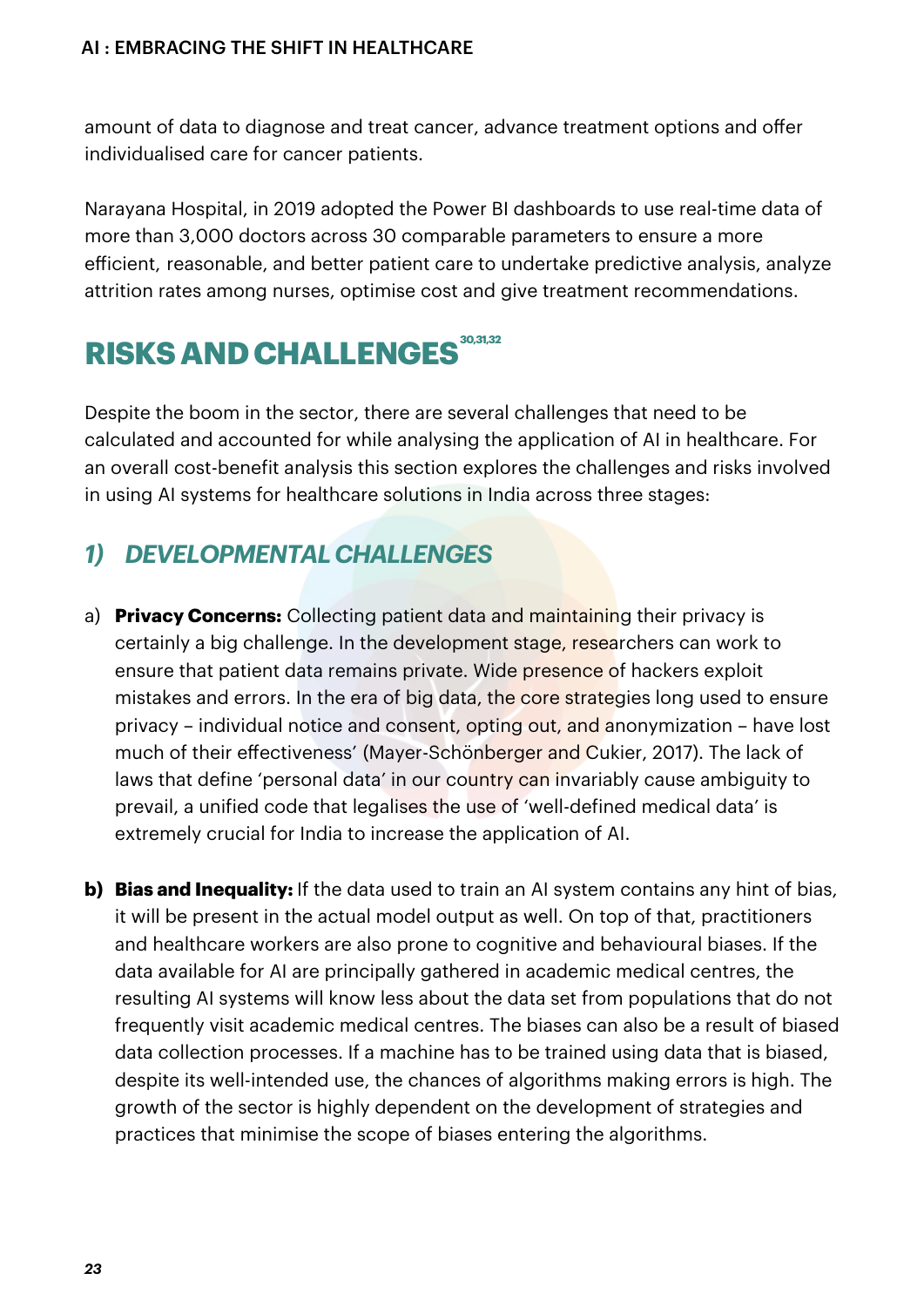amount of data to diagnose and treat cancer, advance treatment options and offer individualised care for cancer patients.

Narayana Hospital, in 2019 adopted the Power BI dashboards to use real-time data of more than 3,000 doctors across 30 comparable parameters to ensure a more efficient, reasonable, and better patient care to undertake predictive analysis, analyze attrition rates among nurses, optimise cost and give treatment recommendations.

## RISKS AND CHALLENGES[30,31,32]

Despite the boom in the sector, there are several challenges that need to be calculated and accounted for while analysing the application of AI in healthcare. For an overall cost-benefit analysis this section explores the challenges and risks involved in using AI systems for healthcare solutions in India across three stages:

### *1) DEVELOPMENTAL CHALLENGES*

a) **Privacy Concerns:** Collecting patient data and maintaining their privacy is certainly a big challenge. In the development stage, researchers can work to ensure that patient data remains private. Wide presence of hackers exploit mistakes and errors. In the era of big data, the core strategies long used to ensure privacy – individual notice and consent, opting out, and anonymization – have lost much of their effectiveness' (Mayer-Schönberger and Cukier, 2017). The lack of laws that define 'personal data' in our country can invariably cause ambiguity to prevail, a unified code that legalises the use of 'well-defined medical data' is extremely crucial for India to increase the application of AI.

**b) Bias and Inequality:** If the data used to train an AI system contains any hint of bias, it will be present in the actual model output as well. On top of that, practitioners and healthcare workers are also prone to cognitive and behavioural biases. If the data available for AI are principally gathered in academic medical centres, the resulting AI systems will know less about the data set from populations that do not frequently visit academic medical centres. The biases can also be a result of biased data collection processes. If a machine has to be trained using data that is biased, despite its well-intended use, the chances of algorithms making errors is high. The growth of the sector is highly dependent on the development of strategies and practices that minimise the scope of biases entering the algorithms.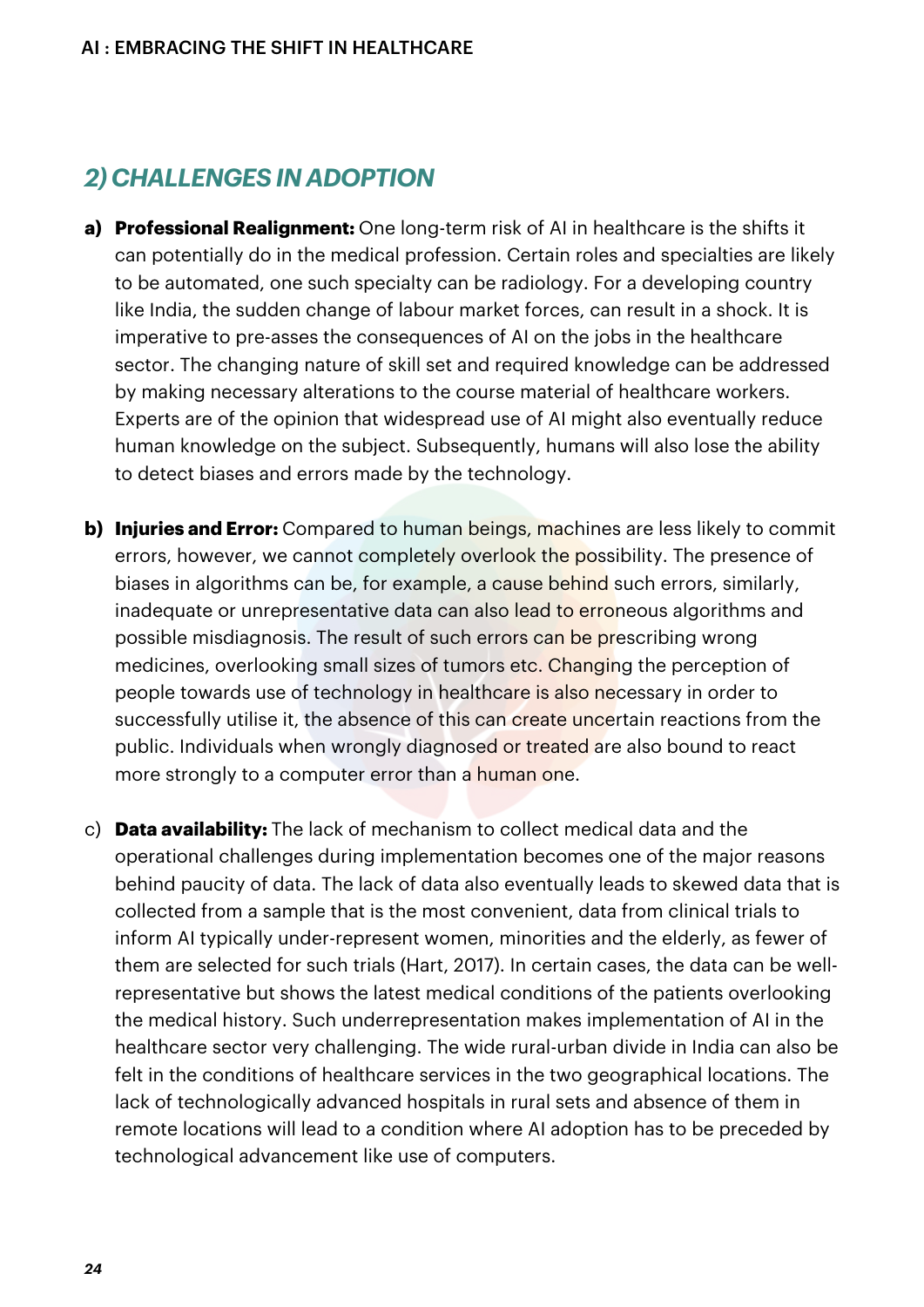## *2) CHALLENGES IN ADOPTION*

a) **Professional Realignment:** One long-term risk of AI in healthcare is the shifts it can potentially do in the medical profession. Certain roles and specialties are likely to be automated, one such specialty can be radiology. For a developing country like India, the sudden change of labour market forces, can result in a shock. It is imperative to pre-asses the consequences of AI on the jobs in the healthcare sector. The changing nature of skill set and required knowledge can be addressed by making necessary alterations to the course material of healthcare workers. Experts are of the opinion that widespread use of AI might also eventually reduce human knowledge on the subject. Subsequently, humans will also lose the ability to detect biases and errors made by the technology.

b) **Injuries and Error:** Compared to human beings, machines are less likely to commit errors, however, we cannot completely overlook the possibility. The presence of biases in algorithms can be, for example, a cause behind such errors, similarly, inadequate or unrepresentative data can also lead to erroneous algorithms and possible misdiagnosis. The result of such errors can be prescribing wrong medicines, overlooking small sizes of tumors etc. Changing the perception of people towards use of technology in healthcare is also necessary in order to successfully utilise it, the absence of this can create uncertain reactions from the public. Individuals when wrongly diagnosed or treated are also bound to react more strongly to a computer error than a human one.

c) **Data availability:** The lack of mechanism to collect medical data and the operational challenges during implementation becomes one of the major reasons behind paucity of data. The lack of data also eventually leads to skewed data that is collected from a sample that is the most convenient, data from clinical trials to inform AI typically under-represent women, minorities and the elderly, as fewer of them are selected for such trials (Hart, 2017). In certain cases, the data can be well-representative but shows the latest medical conditions of the patients overlooking the medical history. Such underrepresentation makes implementation of AI in the healthcare sector very challenging. The wide rural-urban divide in India can also be felt in the conditions of healthcare services in the two geographical locations. The lack of technologically advanced hospitals in rural sets and absence of them in remote locations will lead to a condition where AI adoption has to be preceded by technological advancement like use of computers.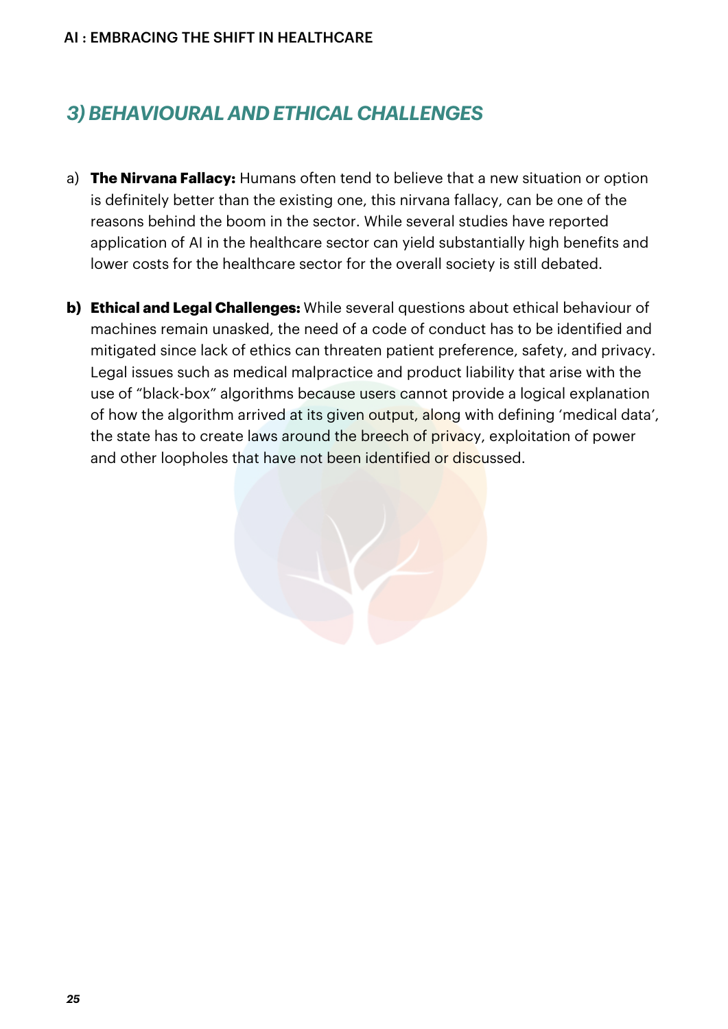## 3) BEHAVIOURAL AND ETHICAL CHALLENGES

a) **The Nirvana Fallacy:** Humans often tend to believe that a new situation or option is definitely better than the existing one, this nirvana fallacy, can be one of the reasons behind the boom in the sector. While several studies have reported application of AI in the healthcare sector can yield substantially high benefits and lower costs for the healthcare sector for the overall society is still debated.

**b) Ethical and Legal Challenges:** While several questions about ethical behaviour of machines remain unasked, the need of a code of conduct has to be identified and mitigated since lack of ethics can threaten patient preference, safety, and privacy. Legal issues such as medical malpractice and product liability that arise with the use of "black-box" algorithms because users cannot provide a logical explanation of how the algorithm arrived at its given output, along with defining 'medical data', the state has to create laws around the breech of privacy, exploitation of power and other loopholes that have not been identified or discussed.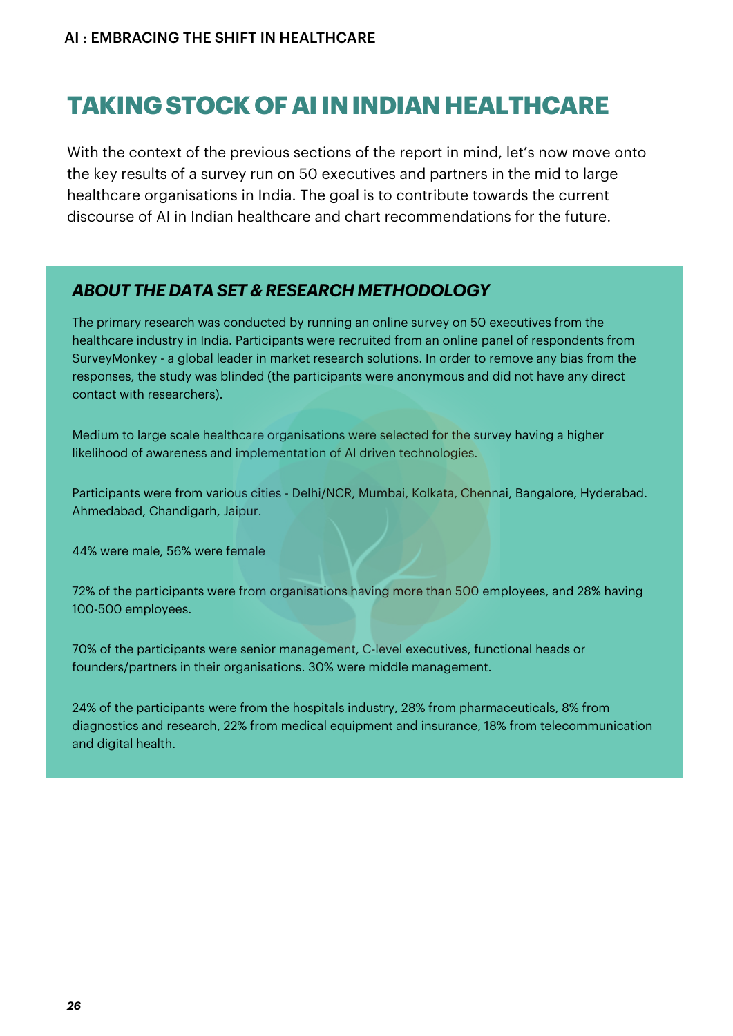# TAKING STOCK OF AI IN INDIAN HEALTHCARE

With the context of the previous sections of the report in mind, let's now move onto the key results of a survey run on 50 executives and partners in the mid to large healthcare organisations in India. The goal is to contribute towards the current discourse of AI in Indian healthcare and chart recommendations for the future.

## *ABOUT THE DATA SET & RESEARCH METHODOLOGY*

The primary research was conducted by running an online survey on 50 executives from the healthcare industry in India. Participants were recruited from an online panel of respondents from SurveyMonkey - a global leader in market research solutions. In order to remove any bias from the responses, the study was blinded (the participants were anonymous and did not have any direct contact with researchers).

Medium to large scale healthcare organisations were selected for the survey having a higher likelihood of awareness and implementation of AI driven technologies.

Participants were from various cities - Delhi/NCR, Mumbai, Kolkata, Chennai, Bangalore, Hyderabad. Ahmedabad, Chandigarh, Jaipur.

44% were male, 56% were female

72% of the participants were from organisations having more than 500 employees, and 28% having 100-500 employees.

70% of the participants were senior management, C-level executives, functional heads or founders/partners in their organisations. 30% were middle management.

24% of the participants were from the hospitals industry, 28% from pharmaceuticals, 8% from diagnostics and research, 22% from medical equipment and insurance, 18% from telecommunication and digital health.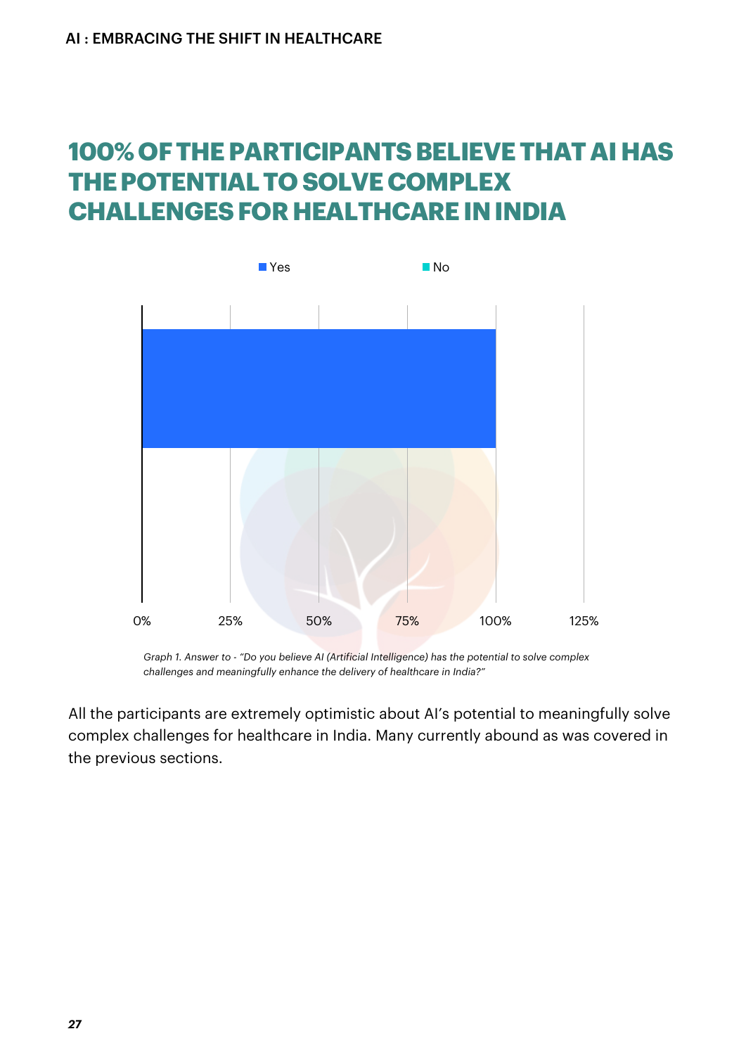## 100% OF THE PARTICIPANTS BELIEVE THAT AI HAS THE POTENTIAL TO SOLVE COMPLEX CHALLENGES FOR HEALTHCARE IN INDIA

*Graph 1. Answer to - "Do you believe AI (Artificial Intelligence) has the potential to solve complex challenges and meaningfully enhance the delivery of healthcare in India?"*

All the participants are extremely optimistic about AI's potential to meaningfully solve complex challenges for healthcare in India. Many currently abound as was covered in the previous sections.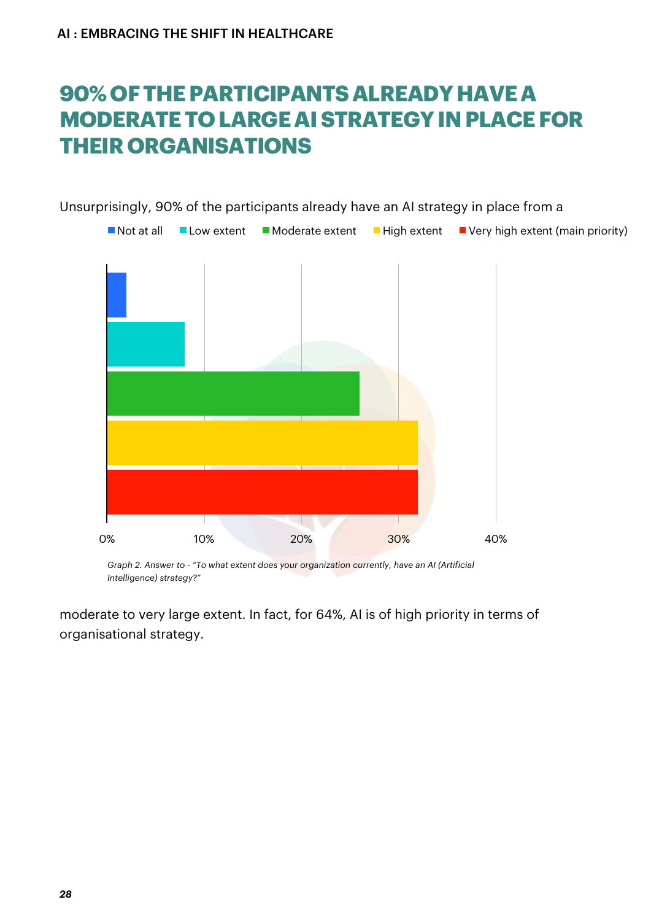# 90% OF THE PARTICIPANTS ALREADY HAVE A MODERATE TO LARGE AI STRATEGY IN PLACE FOR THEIR ORGANISATIONS

Unsurprisingly, 90% of the participants already have an AI strategy in place from a

Not at all | Low extent | Moderate extent | High extent | Very high extent (main priority)

0% 10% 20% 30% 40%

*Graph 2. Answer to - "To what extent does your organization currently, have an AI (Artificial Intelligence) strategy?"*

moderate to very large extent. In fact, for 64%, AI is of high priority in terms of organisational strategy.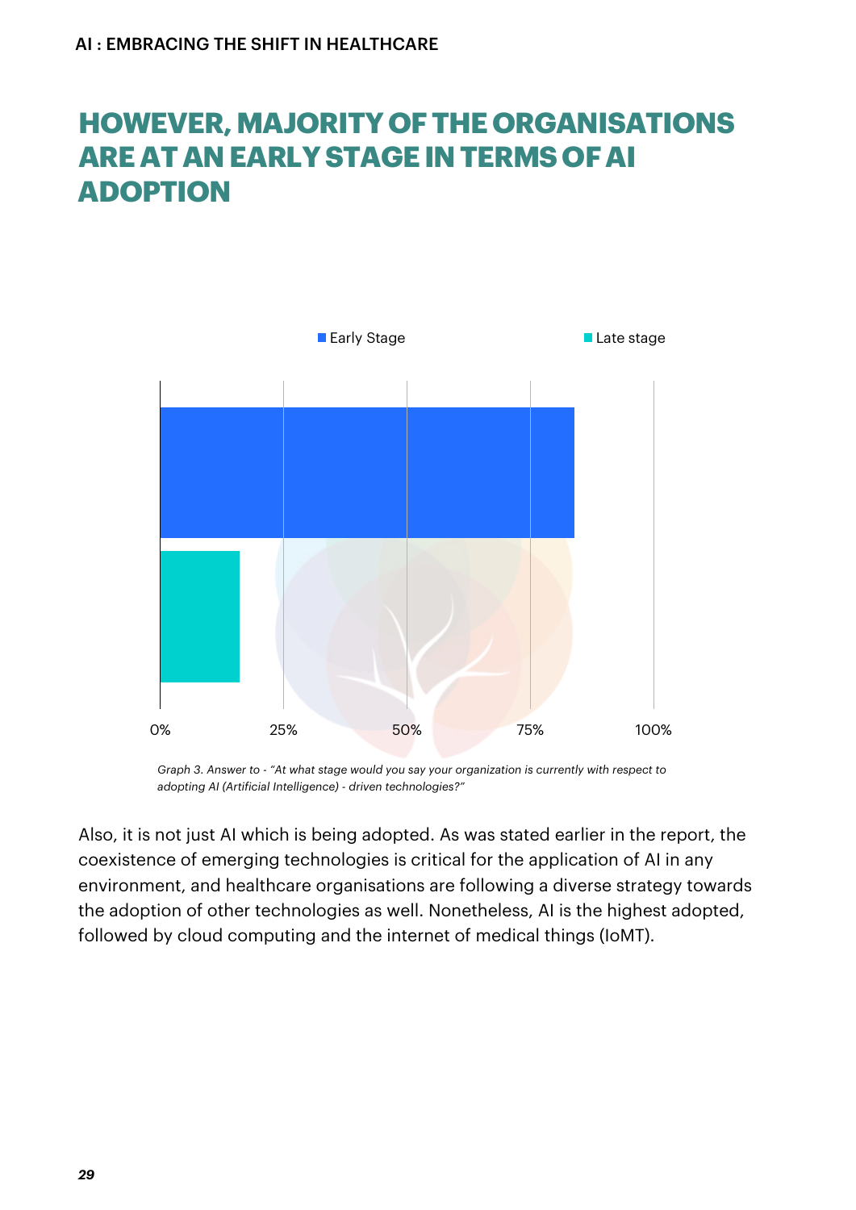## HOWEVER, MAJORITY OF THE ORGANISATIONS ARE AT AN EARLY STAGE IN TERMS OF AI ADOPTION

Early Stage | Late stage

0% | 25% | 50% | 75% | 100%

*Graph 3. Answer to - "At what stage would you say your organization is currently with respect to adopting AI (Artificial Intelligence) - driven technologies?"*

Also, it is not just AI which is being adopted. As was stated earlier in the report, the coexistence of emerging technologies is critical for the application of AI in any environment, and healthcare organisations are following a diverse strategy towards the adoption of other technologies as well. Nonetheless, AI is the highest adopted, followed by cloud computing and the internet of medical things (IoMT).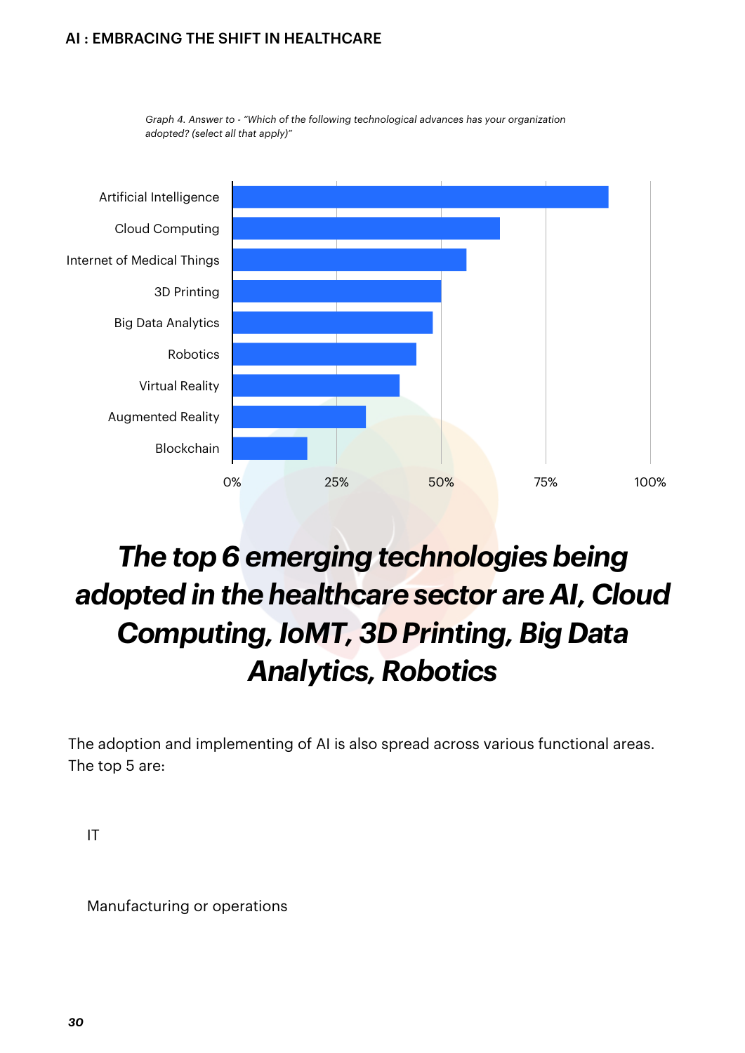Graph 4. Answer to - "Which of the following technological advances has your organization adopted? (select all that apply)"

| Technology | Adoption (approx.) |
| --- | --- |
| Artificial Intelligence | ~90% |
| Cloud Computing | ~64% |
| Internet of Medical Things | ~56% |
| 3D Printing | ~50% |
| Big Data Analytics | ~48% |
| Robotics | ~44% |
| Virtual Reality | ~40% |
| Augmented Reality | ~32% |
| Blockchain | ~18% |

## *The top 6 emerging technologies being adopted in the healthcare sector are AI, Cloud Computing, IoMT, 3D Printing, Big Data Analytics, Robotics*

The adoption and implementing of AI is also spread across various functional areas. The top 5 are:

IT

Manufacturing or operations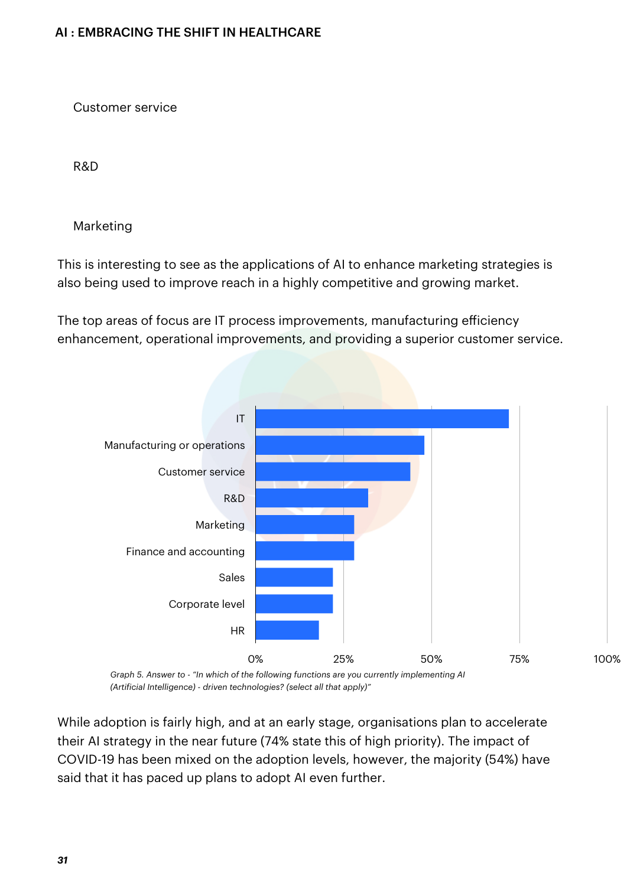Customer service

R&D

Marketing

This is interesting to see as the applications of AI to enhance marketing strategies is also being used to improve reach in a highly competitive and growing market.

The top areas of focus are IT process improvements, manufacturing efficiency enhancement, operational improvements, and providing a superior customer service.

IT
Manufacturing or operations
Customer service
R&D
Marketing
Finance and accounting
Sales
Corporate level
HR

0% 25% 50% 75% 100%

*Graph 5. Answer to - "In which of the following functions are you currently implementing AI (Artificial Intelligence) - driven technologies? (select all that apply)"*

While adoption is fairly high, and at an early stage, organisations plan to accelerate their AI strategy in the near future (74% state this of high priority). The impact of COVID-19 has been mixed on the adoption levels, however, the majority (54%) have said that it has paced up plans to adopt AI even further.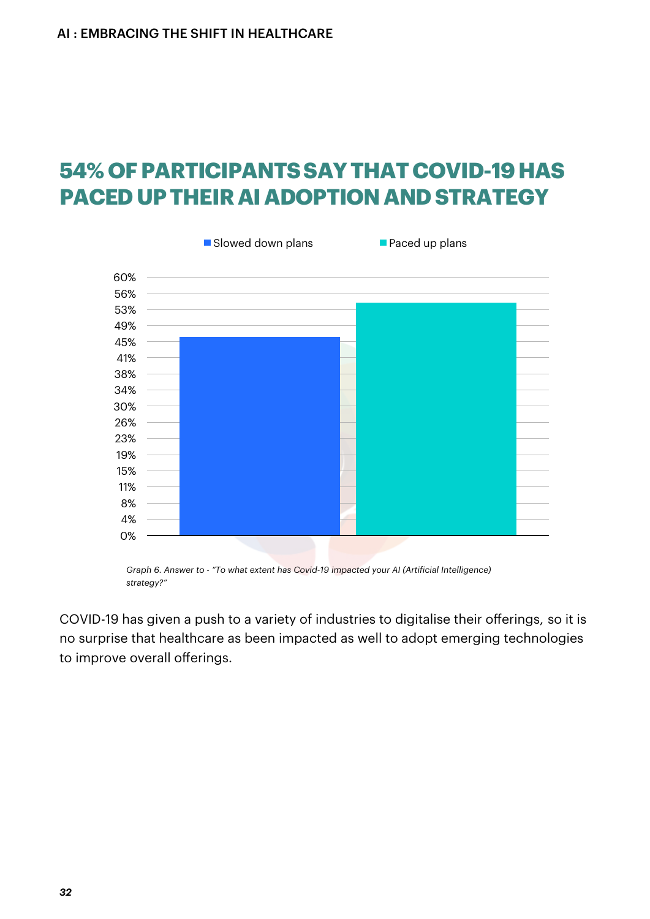## 54% OF PARTICIPANTS SAY THAT COVID-19 HAS PACED UP THEIR AI ADOPTION AND STRATEGY

*Graph 6. Answer to - "To what extent has Covid-19 impacted your AI (Artificial Intelligence) strategy?"*

COVID-19 has given a push to a variety of industries to digitalise their offerings, so it is no surprise that healthcare as been impacted as well to adopt emerging technologies to improve overall offerings.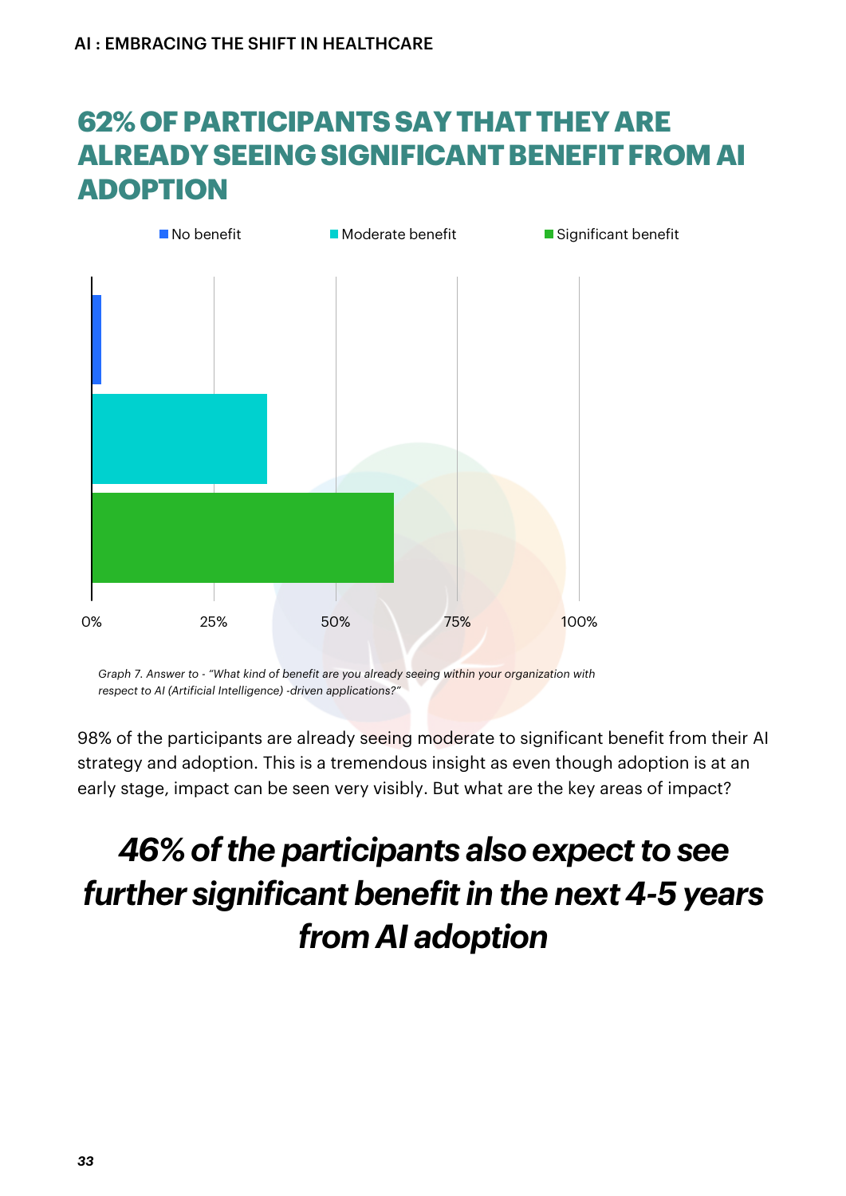## 62% OF PARTICIPANTS SAY THAT THEY ARE ALREADY SEEING SIGNIFICANT BENEFIT FROM AI ADOPTION

No benefit | Moderate benefit | Significant benefit

0% | 25% | 50% | 75% | 100%

*Graph 7. Answer to - "What kind of benefit are you already seeing within your organization with respect to AI (Artificial Intelligence) -driven applications?"*

98% of the participants are already seeing moderate to significant benefit from their AI strategy and adoption. This is a tremendous insight as even though adoption is at an early stage, impact can be seen very visibly. But what are the key areas of impact?

***46% of the participants also expect to see further significant benefit in the next 4-5 years from AI adoption***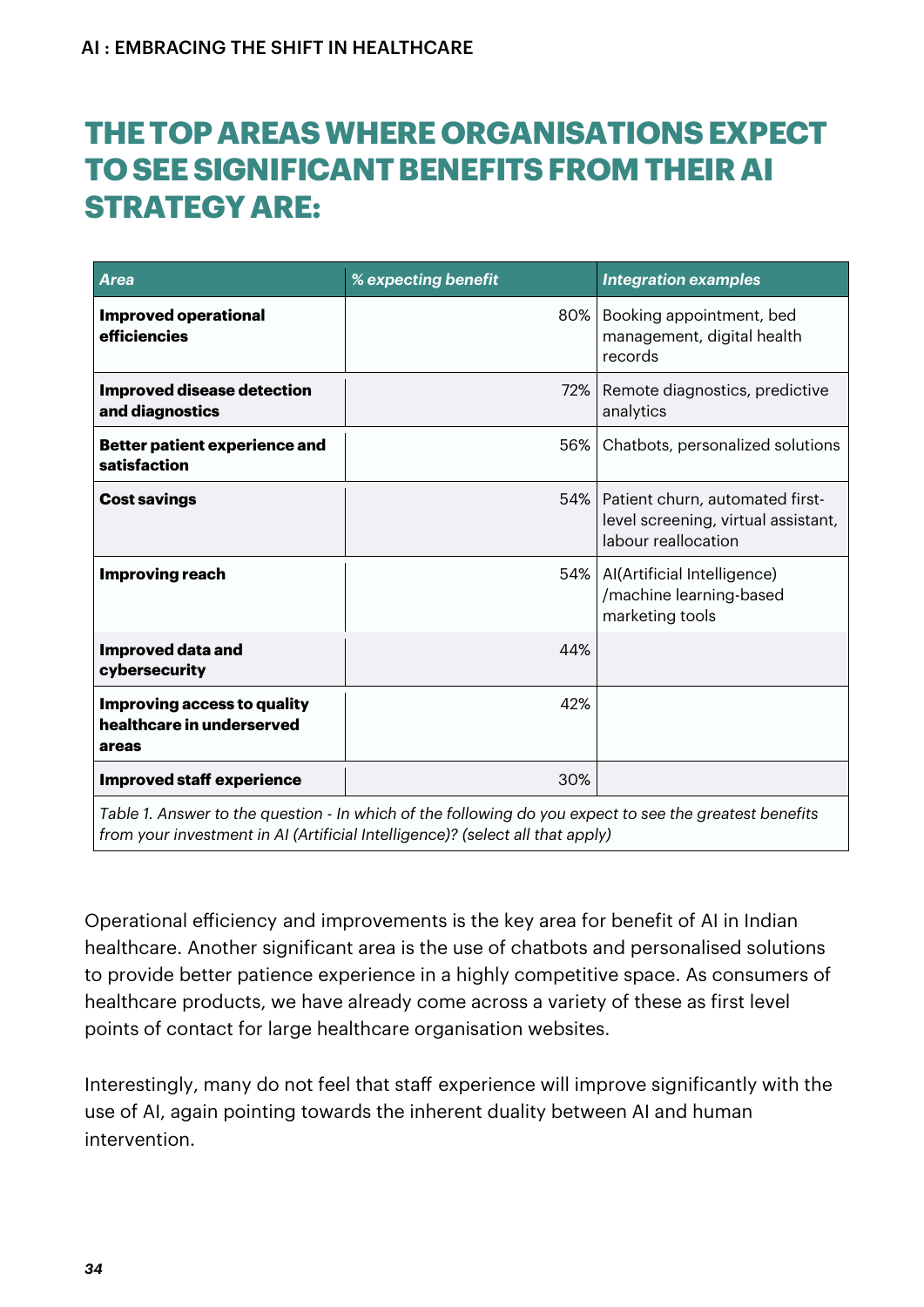# THE TOP AREAS WHERE ORGANISATIONS EXPECT TO SEE SIGNIFICANT BENEFITS FROM THEIR AI STRATEGY ARE:

| *Area* | *% expecting benefit* | *Integration examples* |
|---|---|---|
| **Improved operational efficiencies** | 80% | Booking appointment, bed management, digital health records |
| **Improved disease detection and diagnostics** | 72% | Remote diagnostics, predictive analytics |
| **Better patient experience and satisfaction** | 56% | Chatbots, personalized solutions |
| **Cost savings** | 54% | Patient churn, automated first-level screening, virtual assistant, labour reallocation |
| **Improving reach** | 54% | AI(Artificial Intelligence) /machine learning-based marketing tools |
| **Improved data and cybersecurity** | 44% | |
| **Improving access to quality healthcare in underserved areas** | 42% | |
| **Improved staff experience** | 30% | |

*Table 1. Answer to the question - In which of the following do you expect to see the greatest benefits from your investment in AI (Artificial Intelligence)? (select all that apply)*

Operational efficiency and improvements is the key area for benefit of AI in Indian healthcare. Another significant area is the use of chatbots and personalised solutions to provide better patience experience in a highly competitive space. As consumers of healthcare products, we have already come across a variety of these as first level points of contact for large healthcare organisation websites.

Interestingly, many do not feel that staff experience will improve significantly with the use of AI, again pointing towards the inherent duality between AI and human intervention.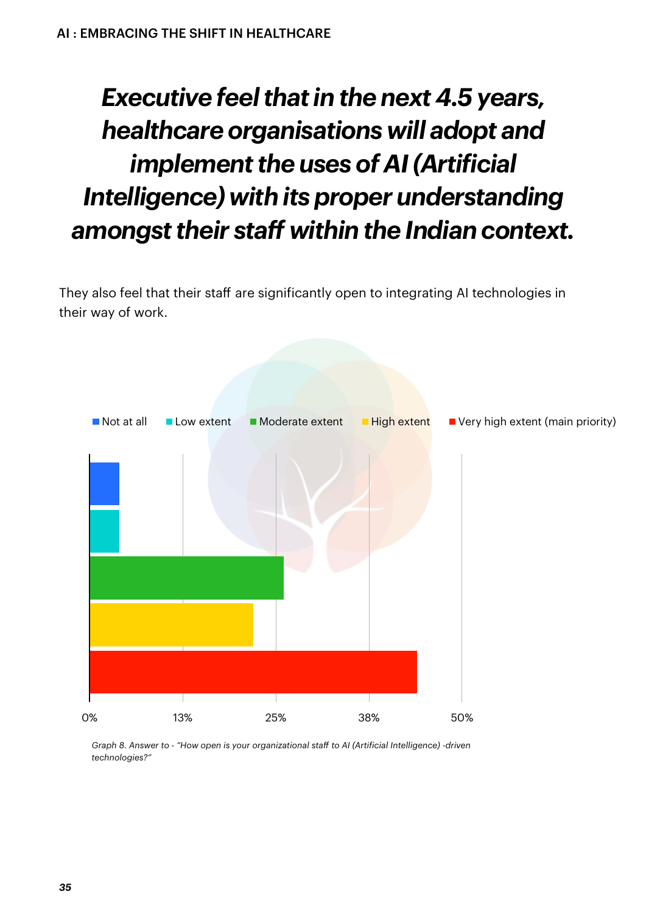## *Executive feel that in the next 4.5 years, healthcare organisations will adopt and implement the uses of AI (Artificial Intelligence) with its proper understanding amongst their staff within the Indian context.*

They also feel that their staff are significantly open to integrating AI technologies in their way of work.

Not at all · Low extent · Moderate extent · High extent · Very high extent (main priority)

0% · 13% · 25% · 38% · 50%

*Graph 8. Answer to - "How open is your organizational staff to AI (Artificial Intelligence) -driven technologies?"*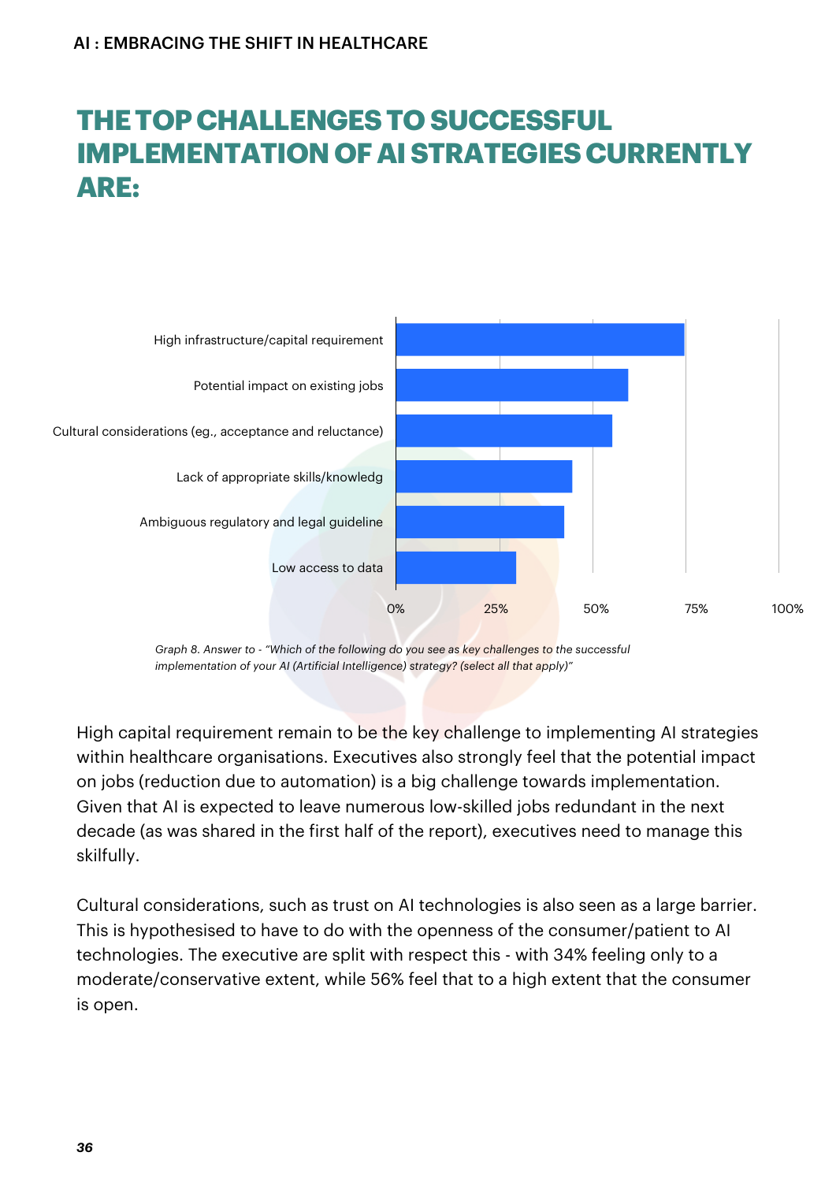## THE TOP CHALLENGES TO SUCCESSFUL IMPLEMENTATION OF AI STRATEGIES CURRENTLY ARE:

High infrastructure/capital requirement

Potential impact on existing jobs

Cultural considerations (eg., acceptance and reluctance)

Lack of appropriate skills/knowledg

Ambiguous regulatory and legal guideline

Low access to data

0% 25% 50% 75% 100%

*Graph 8. Answer to - "Which of the following do you see as key challenges to the successful implementation of your AI (Artificial Intelligence) strategy? (select all that apply)"*

High capital requirement remain to be the key challenge to implementing AI strategies within healthcare organisations. Executives also strongly feel that the potential impact on jobs (reduction due to automation) is a big challenge towards implementation. Given that AI is expected to leave numerous low-skilled jobs redundant in the next decade (as was shared in the first half of the report), executives need to manage this skilfully.

Cultural considerations, such as trust on AI technologies is also seen as a large barrier. This is hypothesised to have to do with the openness of the consumer/patient to AI technologies. The executive are split with respect this - with 34% feeling only to a moderate/conservative extent, while 56% feel that to a high extent that the consumer is open.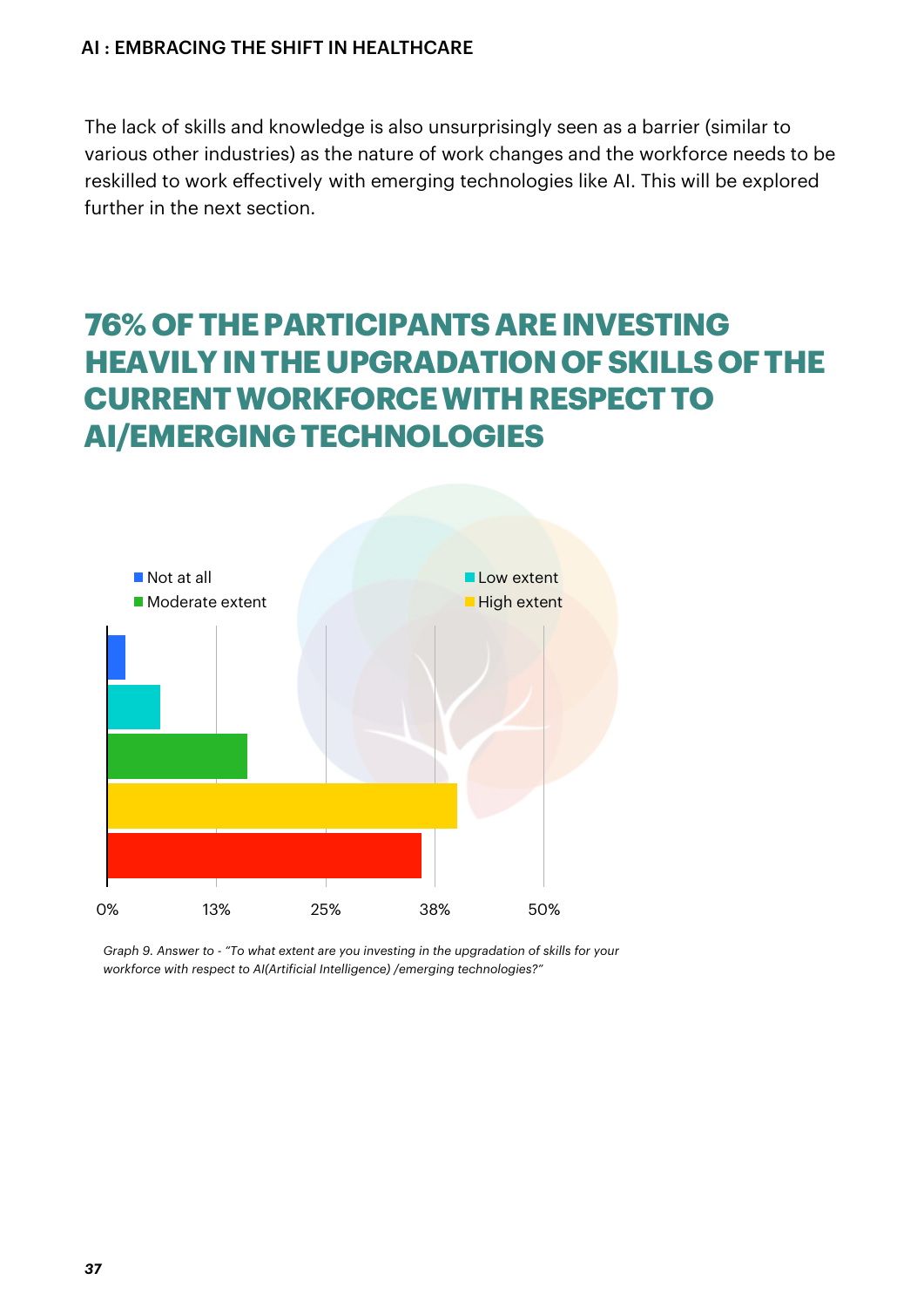The lack of skills and knowledge is also unsurprisingly seen as a barrier (similar to various other industries) as the nature of work changes and the workforce needs to be reskilled to work effectively with emerging technologies like AI. This will be explored further in the next section.

## 76% OF THE PARTICIPANTS ARE INVESTING HEAVILY IN THE UPGRADATION OF SKILLS OF THE CURRENT WORKFORCE WITH RESPECT TO AI/EMERGING TECHNOLOGIES

Not at all | Low extent | Moderate extent | High extent

0% | 13% | 25% | 38% | 50%

*Graph 9. Answer to - "To what extent are you investing in the upgradation of skills for your workforce with respect to AI(Artificial Intelligence) /emerging technologies?"*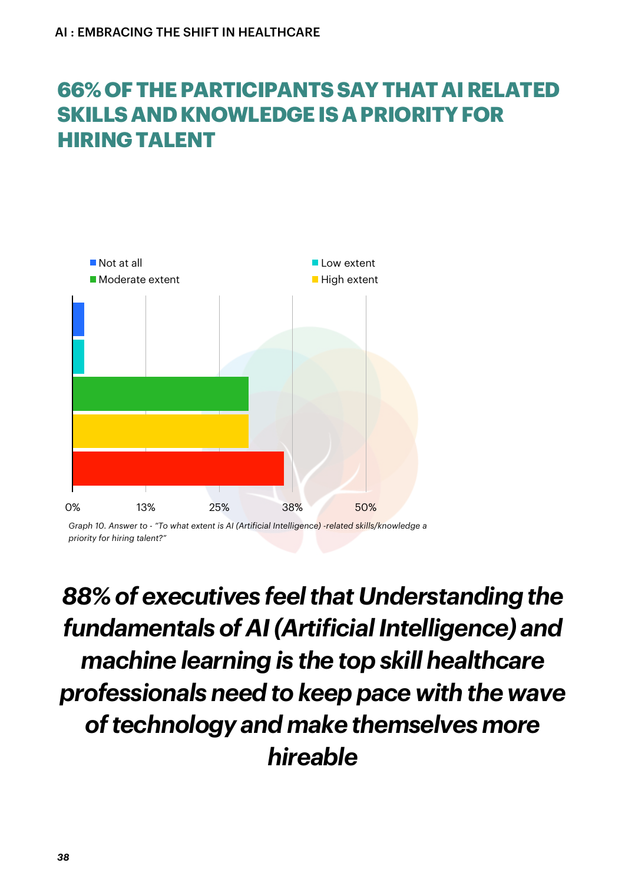## 66% OF THE PARTICIPANTS SAY THAT AI RELATED SKILLS AND KNOWLEDGE IS A PRIORITY FOR HIRING TALENT

Not at all
Low extent
Moderate extent
High extent

0% 13% 25% 38% 50%

*Graph 10. Answer to - "To what extent is AI (Artificial Intelligence) -related skills/knowledge a priority for hiring talent?"*

***88% of executives feel that Understanding the fundamentals of AI (Artificial Intelligence) and machine learning is the top skill healthcare professionals need to keep pace with the wave of technology and make themselves more hireable***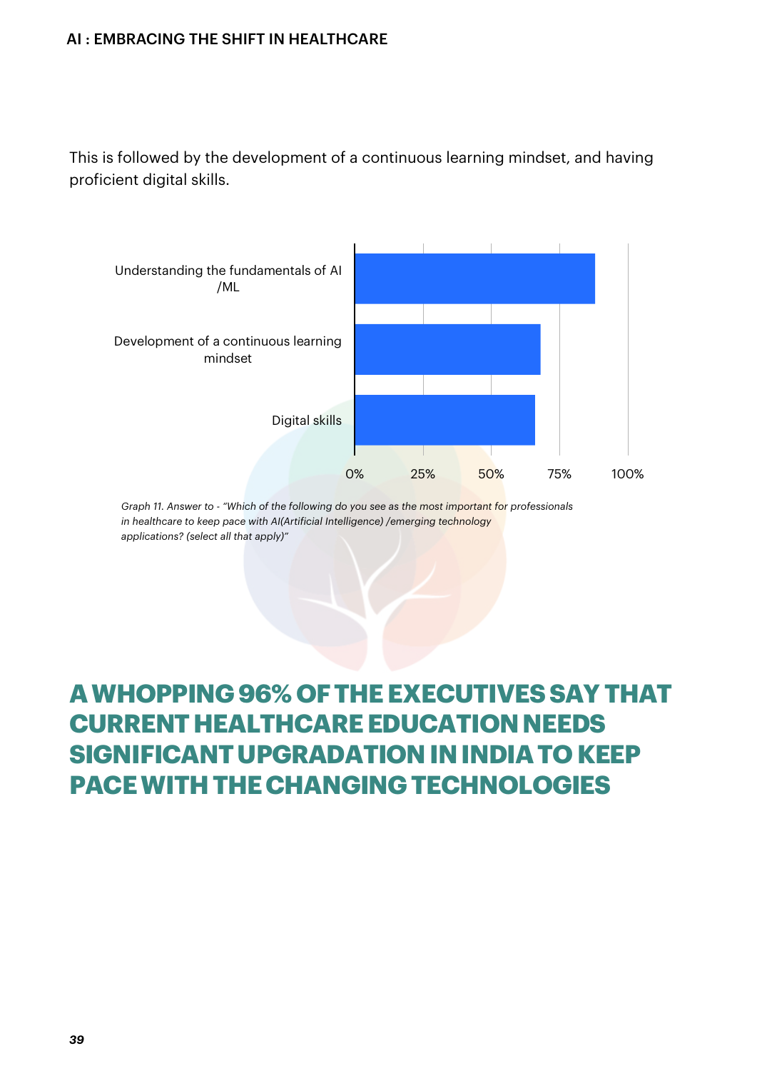This is followed by the development of a continuous learning mindset, and having proficient digital skills.

*Graph 11. Answer to - "Which of the following do you see as the most important for professionals in healthcare to keep pace with AI(Artificial Intelligence) /emerging technology applications? (select all that apply)"*

## A WHOPPING 96% OF THE EXECUTIVES SAY THAT CURRENT HEALTHCARE EDUCATION NEEDS SIGNIFICANT UPGRADATION IN INDIA TO KEEP PACE WITH THE CHANGING TECHNOLOGIES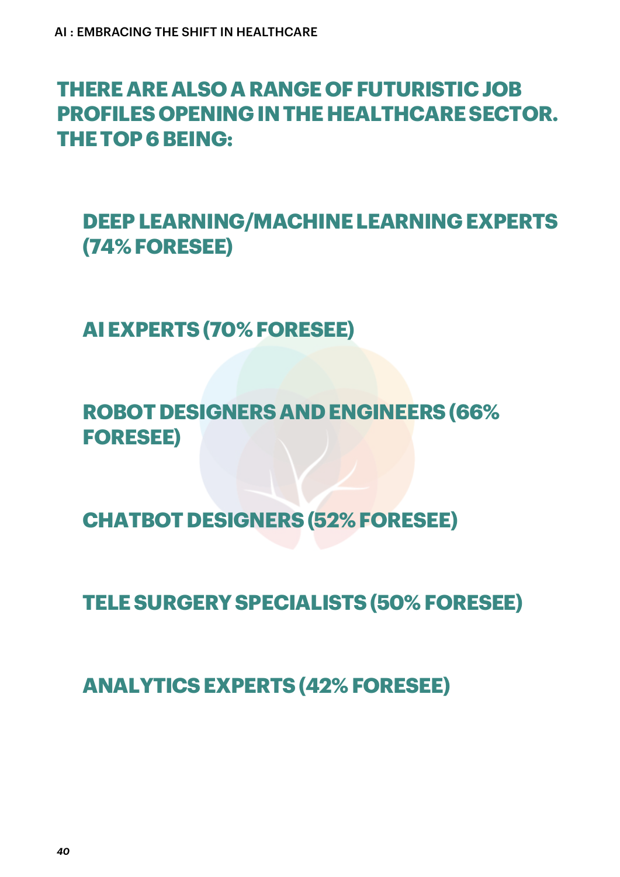## THERE ARE ALSO A RANGE OF FUTURISTIC JOB PROFILES OPENING IN THE HEALTHCARE SECTOR. THE TOP 6 BEING:

### DEEP LEARNING/MACHINE LEARNING EXPERTS (74% FORESEE)

### AI EXPERTS (70% FORESEE)

### ROBOT DESIGNERS AND ENGINEERS (66% FORESEE)

### CHATBOT DESIGNERS (52% FORESEE)

### TELE SURGERY SPECIALISTS (50% FORESEE)

### ANALYTICS EXPERTS (42% FORESEE)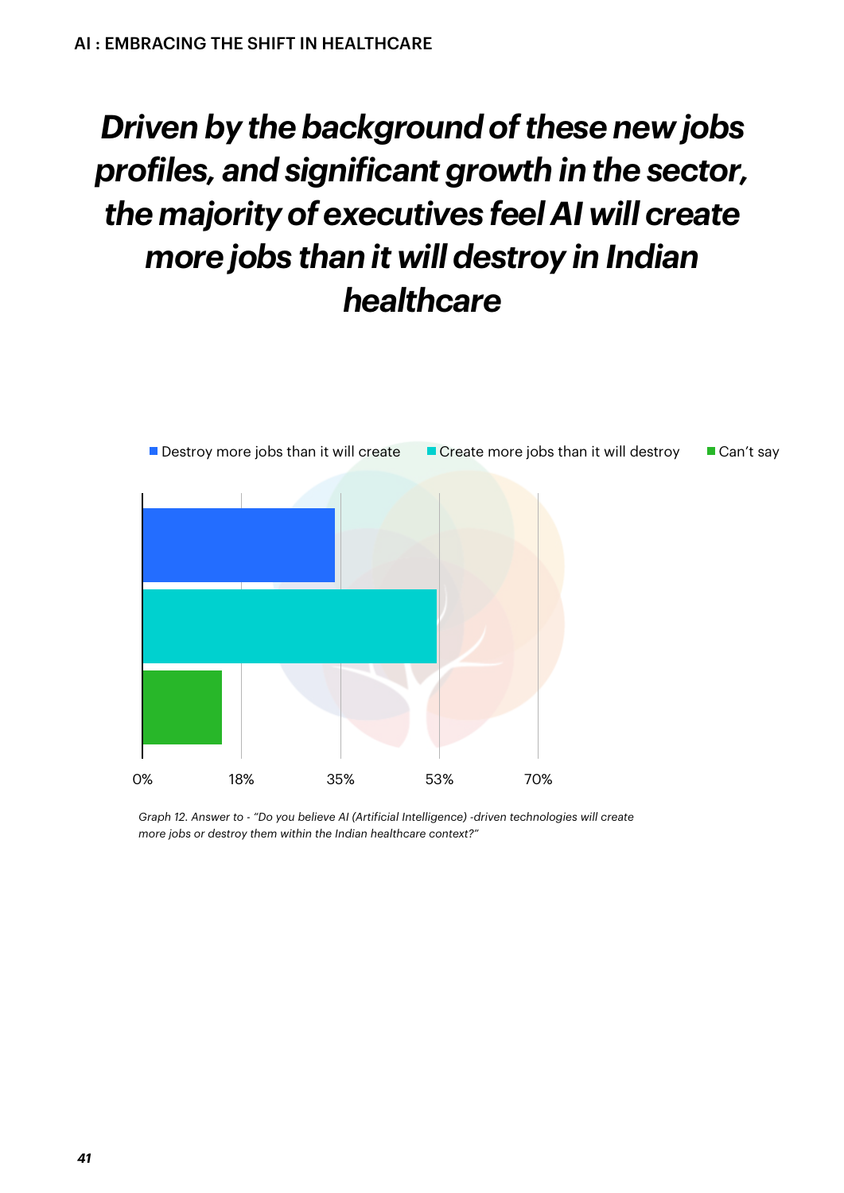# *Driven by the background of these new jobs profiles, and significant growth in the sector, the majority of executives feel AI will create more jobs than it will destroy in Indian healthcare*

Destroy more jobs than it will create | Create more jobs than it will destroy | Can't say

0% | 18% | 35% | 53% | 70%

*Graph 12. Answer to - "Do you believe AI (Artificial Intelligence) -driven technologies will create more jobs or destroy them within the Indian healthcare context?"*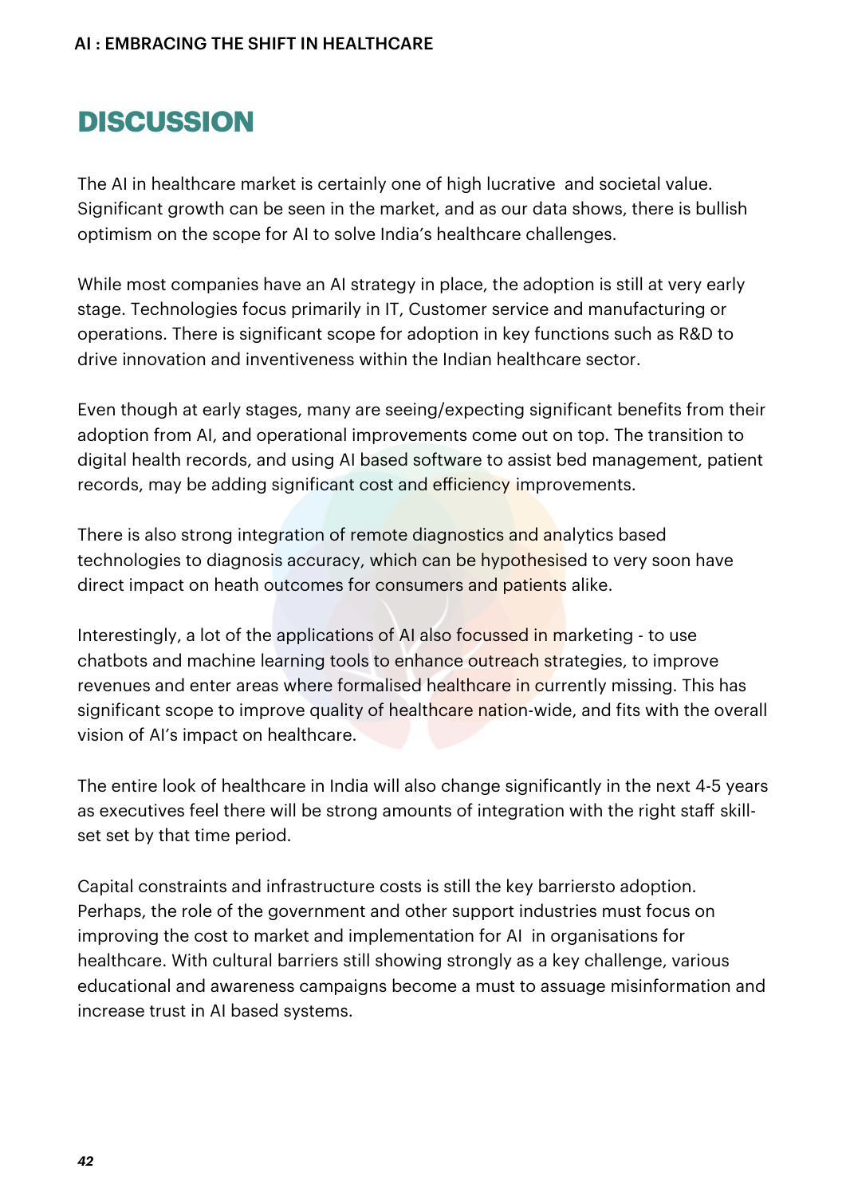# DISCUSSION

The AI in healthcare market is certainly one of high lucrative  and societal value. Significant growth can be seen in the market, and as our data shows, there is bullish optimism on the scope for AI to solve India's healthcare challenges.

While most companies have an AI strategy in place, the adoption is still at very early stage. Technologies focus primarily in IT, Customer service and manufacturing or operations. There is significant scope for adoption in key functions such as R&D to drive innovation and inventiveness within the Indian healthcare sector.

Even though at early stages, many are seeing/expecting significant benefits from their adoption from AI, and operational improvements come out on top. The transition to digital health records, and using AI based software to assist bed management, patient records, may be adding significant cost and efficiency improvements.

There is also strong integration of remote diagnostics and analytics based technologies to diagnosis accuracy, which can be hypothesised to very soon have direct impact on heath outcomes for consumers and patients alike.

Interestingly, a lot of the applications of AI also focussed in marketing - to use chatbots and machine learning tools to enhance outreach strategies, to improve revenues and enter areas where formalised healthcare in currently missing. This has significant scope to improve quality of healthcare nation-wide, and fits with the overall vision of AI's impact on healthcare.

The entire look of healthcare in India will also change significantly in the next 4-5 years as executives feel there will be strong amounts of integration with the right staff skill-set set by that time period.

Capital constraints and infrastructure costs is still the key barriersto adoption. Perhaps, the role of the government and other support industries must focus on improving the cost to market and implementation for AI  in organisations for healthcare. With cultural barriers still showing strongly as a key challenge, various educational and awareness campaigns become a must to assuage misinformation and increase trust in AI based systems.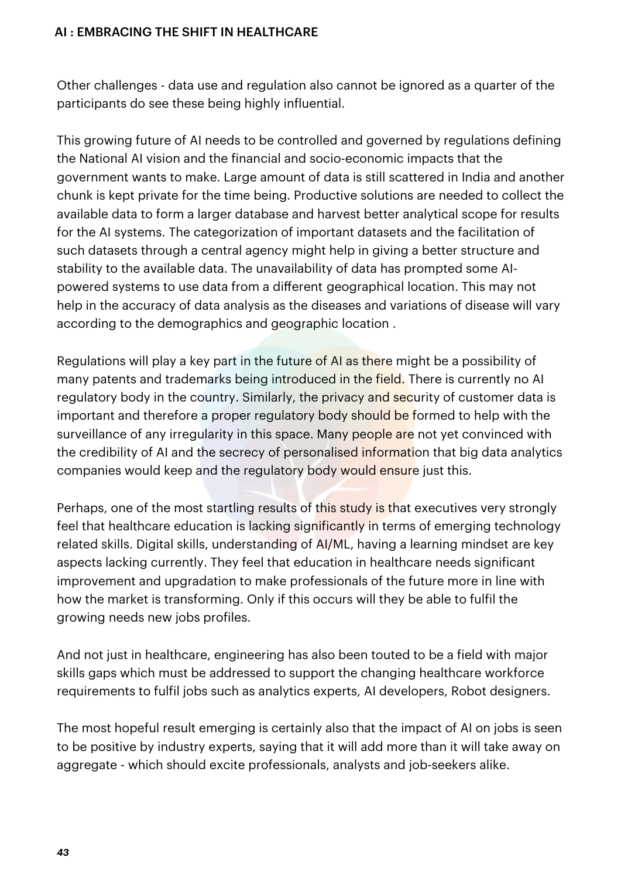Other challenges - data use and regulation also cannot be ignored as a quarter of the participants do see these being highly influential.

This growing future of AI needs to be controlled and governed by regulations defining the National AI vision and the financial and socio-economic impacts that the government wants to make. Large amount of data is still scattered in India and another chunk is kept private for the time being. Productive solutions are needed to collect the available data to form a larger database and harvest better analytical scope for results for the AI systems. The categorization of important datasets and the facilitation of such datasets through a central agency might help in giving a better structure and stability to the available data. The unavailability of data has prompted some AI-powered systems to use data from a different geographical location. This may not help in the accuracy of data analysis as the diseases and variations of disease will vary according to the demographics and geographic location .

Regulations will play a key part in the future of AI as there might be a possibility of many patents and trademarks being introduced in the field. There is currently no AI regulatory body in the country. Similarly, the privacy and security of customer data is important and therefore a proper regulatory body should be formed to help with the surveillance of any irregularity in this space. Many people are not yet convinced with the credibility of AI and the secrecy of personalised information that big data analytics companies would keep and the regulatory body would ensure just this.

Perhaps, one of the most startling results of this study is that executives very strongly feel that healthcare education is lacking significantly in terms of emerging technology related skills. Digital skills, understanding of AI/ML, having a learning mindset are key aspects lacking currently. They feel that education in healthcare needs significant improvement and upgradation to make professionals of the future more in line with how the market is transforming. Only if this occurs will they be able to fulfil the growing needs new jobs profiles.

And not just in healthcare, engineering has also been touted to be a field with major skills gaps which must be addressed to support the changing healthcare workforce requirements to fulfil jobs such as analytics experts, AI developers, Robot designers.

The most hopeful result emerging is certainly also that the impact of AI on jobs is seen to be positive by industry experts, saying that it will add more than it will take away on aggregate - which should excite professionals, analysts and job-seekers alike.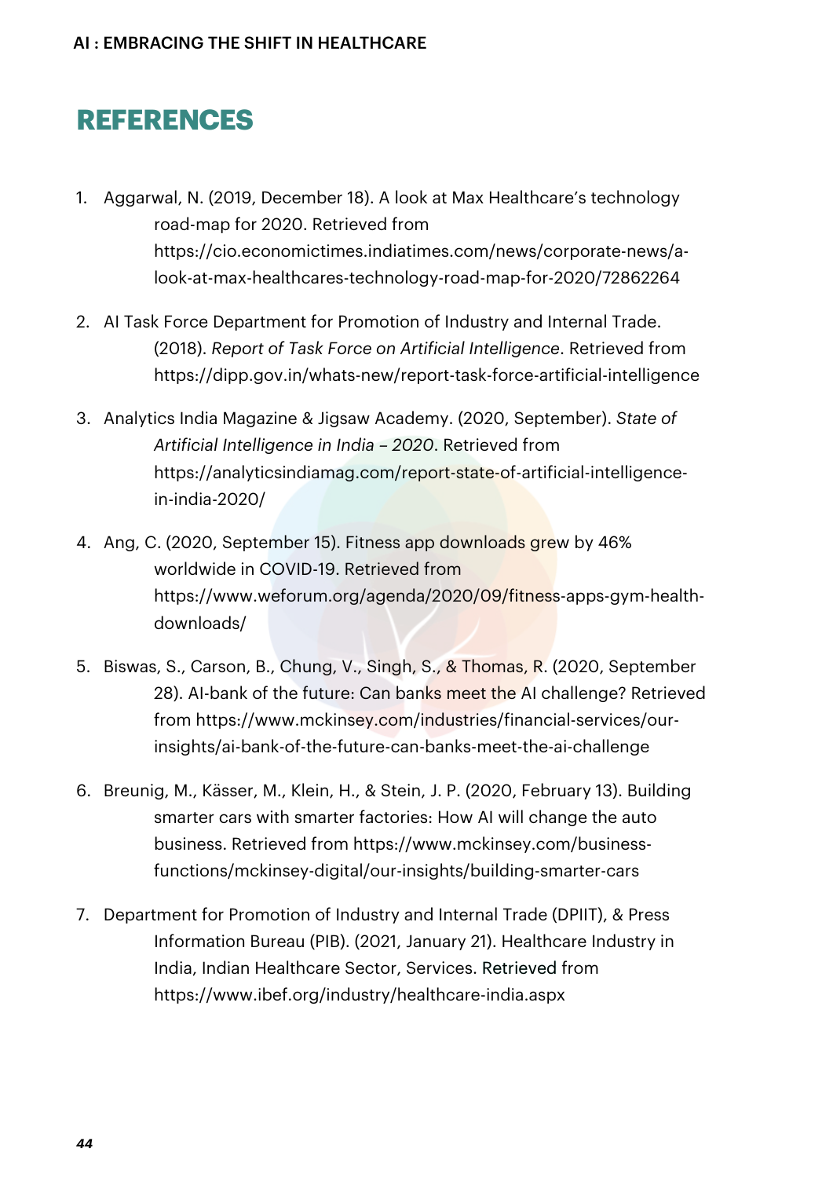# REFERENCES

1. Aggarwal, N. (2019, December 18). A look at Max Healthcare's technology road-map for 2020. Retrieved from https://cio.economictimes.indiatimes.com/news/corporate-news/a-look-at-max-healthcares-technology-road-map-for-2020/72862264

2. AI Task Force Department for Promotion of Industry and Internal Trade. (2018). *Report of Task Force on Artificial Intelligence*. Retrieved from https://dipp.gov.in/whats-new/report-task-force-artificial-intelligence

3. Analytics India Magazine & Jigsaw Academy. (2020, September). *State of Artificial Intelligence in India – 2020*. Retrieved from https://analyticsindiamag.com/report-state-of-artificial-intelligence-in-india-2020/

4. Ang, C. (2020, September 15). Fitness app downloads grew by 46% worldwide in COVID-19. Retrieved from https://www.weforum.org/agenda/2020/09/fitness-apps-gym-health-downloads/

5. Biswas, S., Carson, B., Chung, V., Singh, S., & Thomas, R. (2020, September 28). AI-bank of the future: Can banks meet the AI challenge? Retrieved from https://www.mckinsey.com/industries/financial-services/our-insights/ai-bank-of-the-future-can-banks-meet-the-ai-challenge

6. Breunig, M., Kässer, M., Klein, H., & Stein, J. P. (2020, February 13). Building smarter cars with smarter factories: How AI will change the auto business. Retrieved from https://www.mckinsey.com/business-functions/mckinsey-digital/our-insights/building-smarter-cars

7. Department for Promotion of Industry and Internal Trade (DPIIT), & Press Information Bureau (PIB). (2021, January 21). Healthcare Industry in India, Indian Healthcare Sector, Services. Retrieved from https://www.ibef.org/industry/healthcare-india.aspx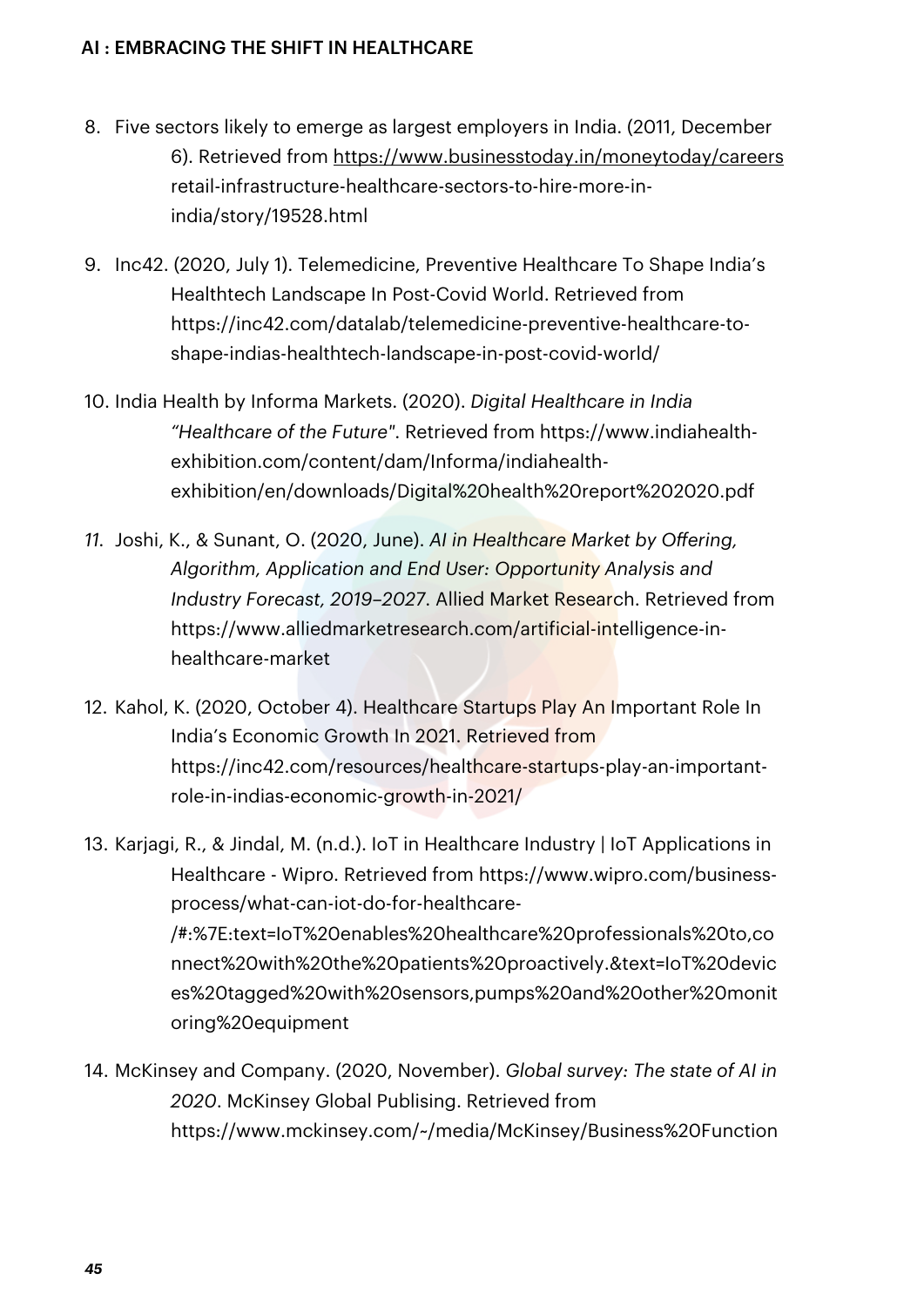8. Five sectors likely to emerge as largest employers in India. (2011, December 6). Retrieved from https://www.businesstoday.in/moneytoday/careers retail-infrastructure-healthcare-sectors-to-hire-more-in-india/story/19528.html

9. Inc42. (2020, July 1). Telemedicine, Preventive Healthcare To Shape India's Healthtech Landscape In Post-Covid World. Retrieved from https://inc42.com/datalab/telemedicine-preventive-healthcare-to-shape-indias-healthtech-landscape-in-post-covid-world/

10. India Health by Informa Markets. (2020). *Digital Healthcare in India "Healthcare of the Future"*. Retrieved from https://www.indiahealth-exhibition.com/content/dam/Informa/indiahealth-exhibition/en/downloads/Digital%20health%20report%202020.pdf

11. Joshi, K., & Sunant, O. (2020, June). *AI in Healthcare Market by Offering, Algorithm, Application and End User: Opportunity Analysis and Industry Forecast, 2019–2027*. Allied Market Research. Retrieved from https://www.alliedmarketresearch.com/artificial-intelligence-in-healthcare-market

12. Kahol, K. (2020, October 4). Healthcare Startups Play An Important Role In India's Economic Growth In 2021. Retrieved from https://inc42.com/resources/healthcare-startups-play-an-important-role-in-indias-economic-growth-in-2021/

13. Karjagi, R., & Jindal, M. (n.d.). IoT in Healthcare Industry | IoT Applications in Healthcare - Wipro. Retrieved from https://www.wipro.com/business-process/what-can-iot-do-for-healthcare-/#:%7E:text=IoT%20enables%20healthcare%20professionals%20to,connect%20with%20the%20patients%20proactively.&text=IoT%20devices%20tagged%20with%20sensors,pumps%20and%20other%20monitoring%20equipment

14. McKinsey and Company. (2020, November). *Global survey: The state of AI in 2020*. McKinsey Global Publising. Retrieved from https://www.mckinsey.com/~/media/McKinsey/Business%20Function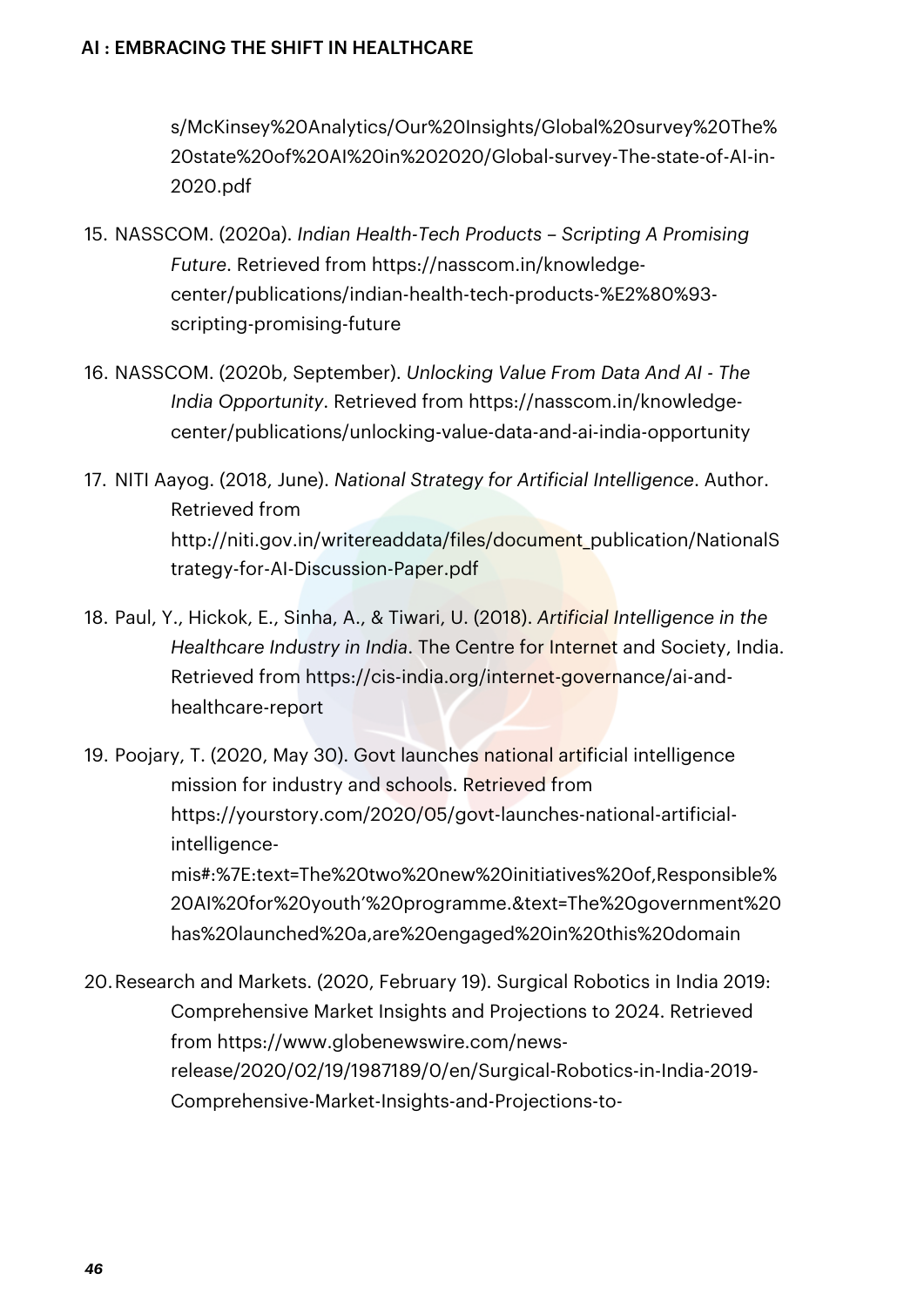s/McKinsey%20Analytics/Our%20Insights/Global%20survey%20The%20state%20of%20AI%20in%202020/Global-survey-The-state-of-AI-in-2020.pdf

15. NASSCOM. (2020a). *Indian Health-Tech Products – Scripting A Promising Future*. Retrieved from https://nasscom.in/knowledge-center/publications/indian-health-tech-products-%E2%80%93-scripting-promising-future

16. NASSCOM. (2020b, September). *Unlocking Value From Data And AI - The India Opportunity*. Retrieved from https://nasscom.in/knowledge-center/publications/unlocking-value-data-and-ai-india-opportunity

17. NITI Aayog. (2018, June). *National Strategy for Artificial Intelligence*. Author. Retrieved from http://niti.gov.in/writereaddata/files/document_publication/NationalStrategy-for-AI-Discussion-Paper.pdf

18. Paul, Y., Hickok, E., Sinha, A., & Tiwari, U. (2018). *Artificial Intelligence in the Healthcare Industry in India*. The Centre for Internet and Society, India. Retrieved from https://cis-india.org/internet-governance/ai-and-healthcare-report

19. Poojary, T. (2020, May 30). Govt launches national artificial intelligence mission for industry and schools. Retrieved from https://yourstory.com/2020/05/govt-launches-national-artificial-intelligence-mis#:%7E:text=The%20two%20new%20initiatives%20of,Responsible%20AI%20for%20youth'%20programme.&text=The%20government%20has%20launched%20a,are%20engaged%20in%20this%20domain

20. Research and Markets. (2020, February 19). Surgical Robotics in India 2019: Comprehensive Market Insights and Projections to 2024. Retrieved from https://www.globenewswire.com/news-release/2020/02/19/1987189/0/en/Surgical-Robotics-in-India-2019-Comprehensive-Market-Insights-and-Projections-to-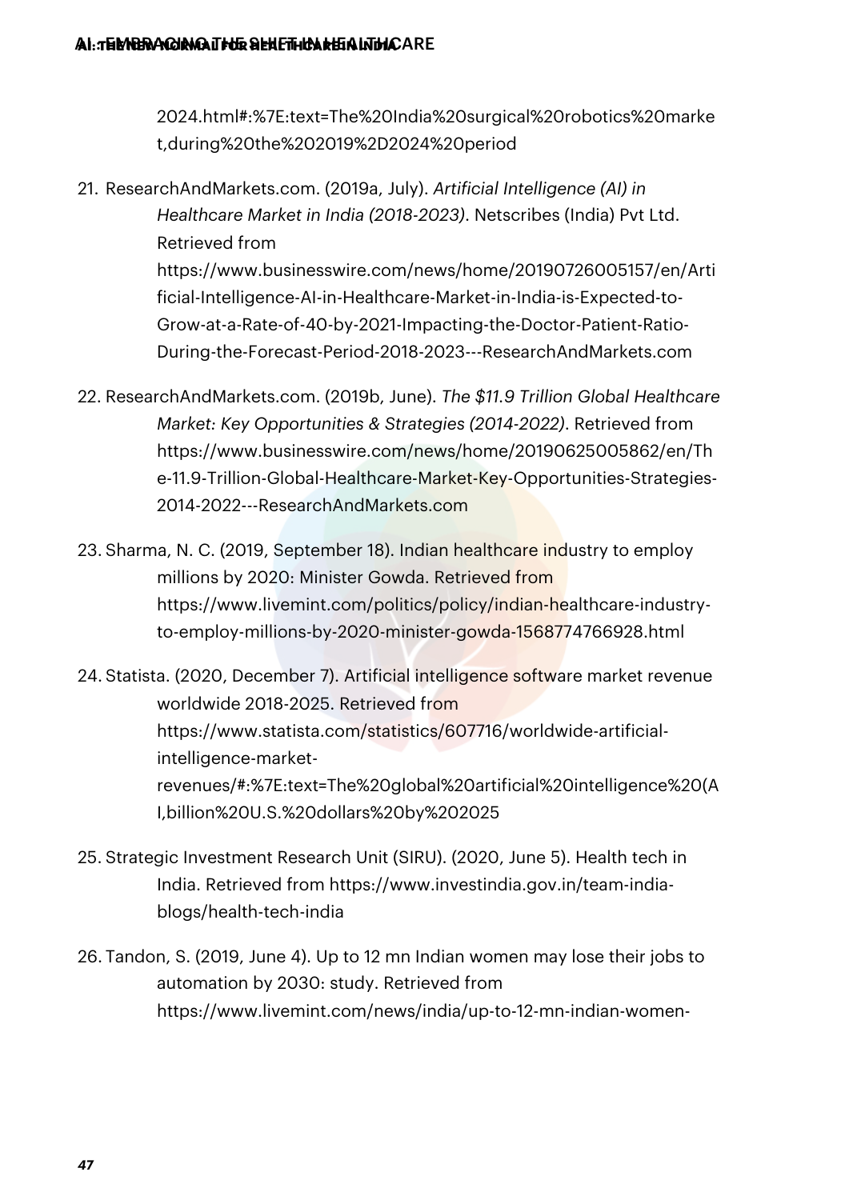2024.html#:%7E:text=The%20India%20surgical%20robotics%20market,during%20the%202019%2D2024%20period

21. ResearchAndMarkets.com. (2019a, July). *Artificial Intelligence (AI) in Healthcare Market in India (2018-2023)*. Netscribes (India) Pvt Ltd. Retrieved from https://www.businesswire.com/news/home/20190726005157/en/Artificial-Intelligence-AI-in-Healthcare-Market-in-India-is-Expected-to-Grow-at-a-Rate-of-40-by-2021-Impacting-the-Doctor-Patient-Ratio-During-the-Forecast-Period-2018-2023---ResearchAndMarkets.com

22. ResearchAndMarkets.com. (2019b, June). *The $11.9 Trillion Global Healthcare Market: Key Opportunities & Strategies (2014-2022)*. Retrieved from https://www.businesswire.com/news/home/20190625005862/en/The-11.9-Trillion-Global-Healthcare-Market-Key-Opportunities-Strategies-2014-2022---ResearchAndMarkets.com

23. Sharma, N. C. (2019, September 18). Indian healthcare industry to employ millions by 2020: Minister Gowda. Retrieved from https://www.livemint.com/politics/policy/indian-healthcare-industry-to-employ-millions-by-2020-minister-gowda-1568774766928.html

24. Statista. (2020, December 7). Artificial intelligence software market revenue worldwide 2018-2025. Retrieved from https://www.statista.com/statistics/607716/worldwide-artificial-intelligence-market-revenues/#:%7E:text=The%20global%20artificial%20intelligence%20(AI,billion%20U.S.%20dollars%20by%202025

25. Strategic Investment Research Unit (SIRU). (2020, June 5). Health tech in India. Retrieved from https://www.investindia.gov.in/team-india-blogs/health-tech-india

26. Tandon, S. (2019, June 4). Up to 12 mn Indian women may lose their jobs to automation by 2030: study. Retrieved from https://www.livemint.com/news/india/up-to-12-mn-indian-women-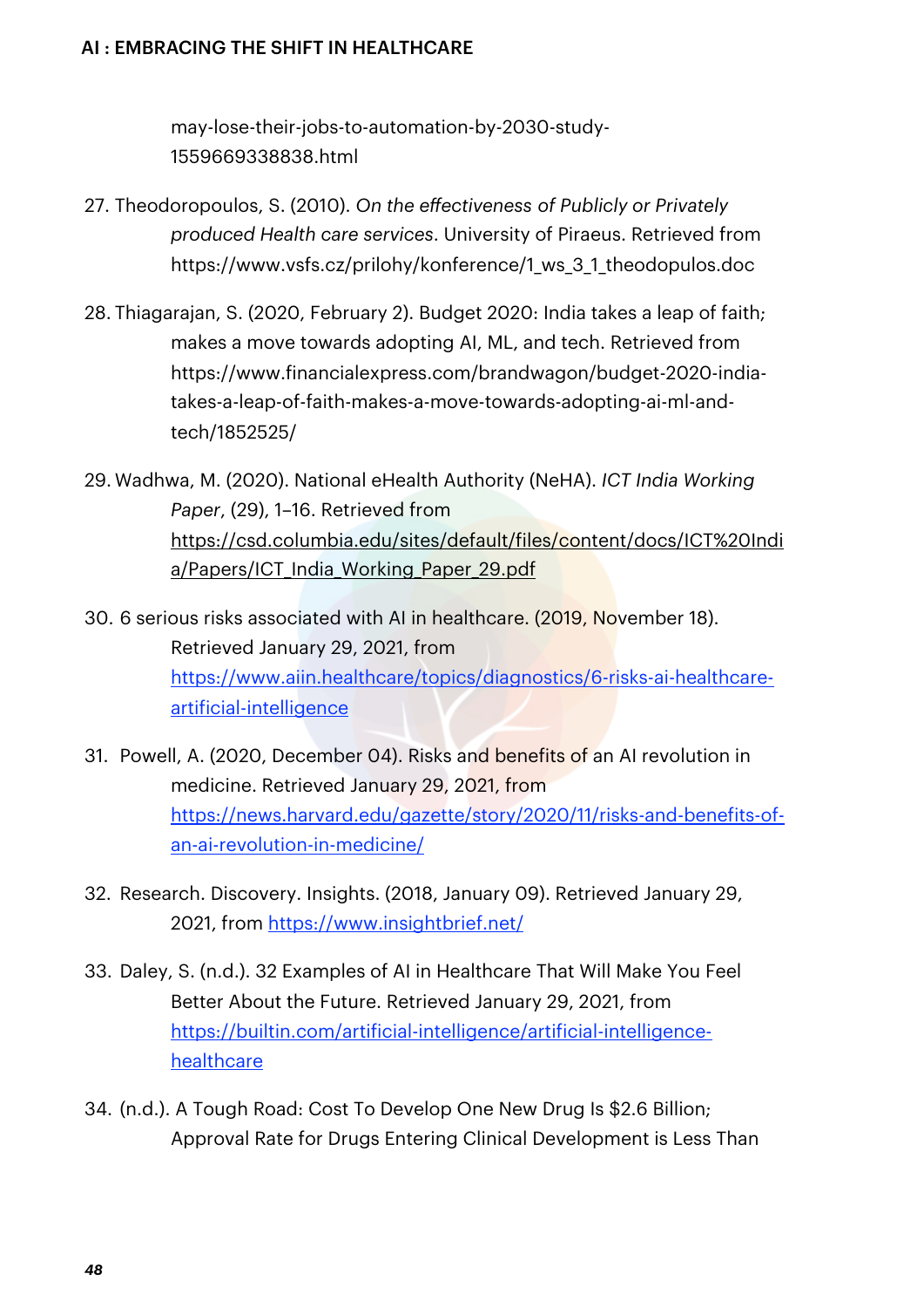may-lose-their-jobs-to-automation-by-2030-study-1559669338838.html

27. Theodoropoulos, S. (2010). *On the effectiveness of Publicly or Privately produced Health care services*. University of Piraeus. Retrieved from https://www.vsfs.cz/prilohy/konference/1_ws_3_1_theodopulos.doc

28. Thiagarajan, S. (2020, February 2). Budget 2020: India takes a leap of faith; makes a move towards adopting AI, ML, and tech. Retrieved from https://www.financialexpress.com/brandwagon/budget-2020-india-takes-a-leap-of-faith-makes-a-move-towards-adopting-ai-ml-and-tech/1852525/

29. Wadhwa, M. (2020). National eHealth Authority (NeHA). *ICT India Working Paper*, (29), 1–16. Retrieved from https://csd.columbia.edu/sites/default/files/content/docs/ICT%20India/Papers/ICT_India_Working_Paper_29.pdf

30. 6 serious risks associated with AI in healthcare. (2019, November 18). Retrieved January 29, 2021, from https://www.aiin.healthcare/topics/diagnostics/6-risks-ai-healthcare-artificial-intelligence

31. Powell, A. (2020, December 04). Risks and benefits of an AI revolution in medicine. Retrieved January 29, 2021, from https://news.harvard.edu/gazette/story/2020/11/risks-and-benefits-of-an-ai-revolution-in-medicine/

32. Research. Discovery. Insights. (2018, January 09). Retrieved January 29, 2021, from https://www.insightbrief.net/

33. Daley, S. (n.d.). 32 Examples of AI in Healthcare That Will Make You Feel Better About the Future. Retrieved January 29, 2021, from https://builtin.com/artificial-intelligence/artificial-intelligence-healthcare

34. (n.d.). A Tough Road: Cost To Develop One New Drug Is $2.6 Billion; Approval Rate for Drugs Entering Clinical Development is Less Than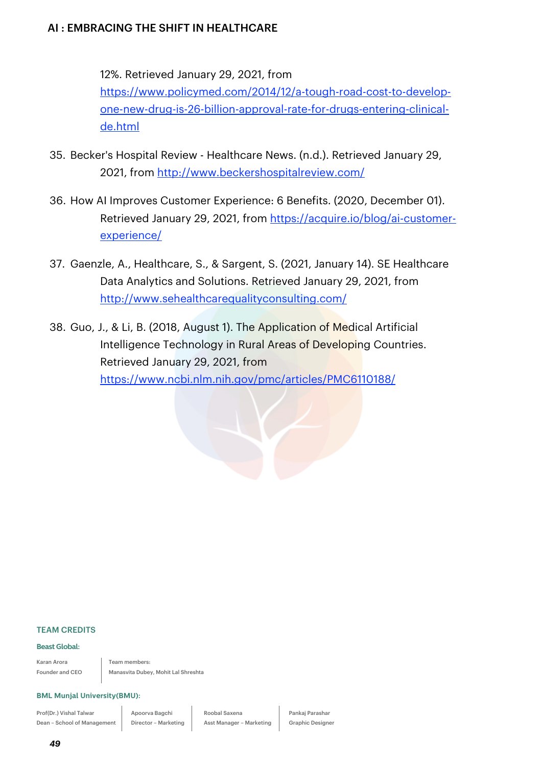12%. Retrieved January 29, 2021, from https://www.policymed.com/2014/12/a-tough-road-cost-to-develop-one-new-drug-is-26-billion-approval-rate-for-drugs-entering-clinical-de.html

35. Becker's Hospital Review - Healthcare News. (n.d.). Retrieved January 29, 2021, from http://www.beckershospitalreview.com/

36. How AI Improves Customer Experience: 6 Benefits. (2020, December 01). Retrieved January 29, 2021, from https://acquire.io/blog/ai-customer-experience/

37. Gaenzle, A., Healthcare, S., & Sargent, S. (2021, January 14). SE Healthcare Data Analytics and Solutions. Retrieved January 29, 2021, from http://www.sehealthcarequalityconsulting.com/

38. Guo, J., & Li, B. (2018, August 1). The Application of Medical Artificial Intelligence Technology in Rural Areas of Developing Countries. Retrieved January 29, 2021, from https://www.ncbi.nlm.nih.gov/pmc/articles/PMC6110188/

## TEAM CREDITS

**Beast Global:**

| Karan Arora<br>Founder and CEO | Team members:<br>Manasvita Dubey, Mohit Lal Shreshta |
|---|---|

**BML Munjal University(BMU):**

| Prof(Dr.) Vishal Talwar<br>Dean – School of Management | Apoorva Bagchi<br>Director – Marketing | Roobal Saxena<br>Asst Manager – Marketing | Pankaj Parashar<br>Graphic Designer |
|---|---|---|---|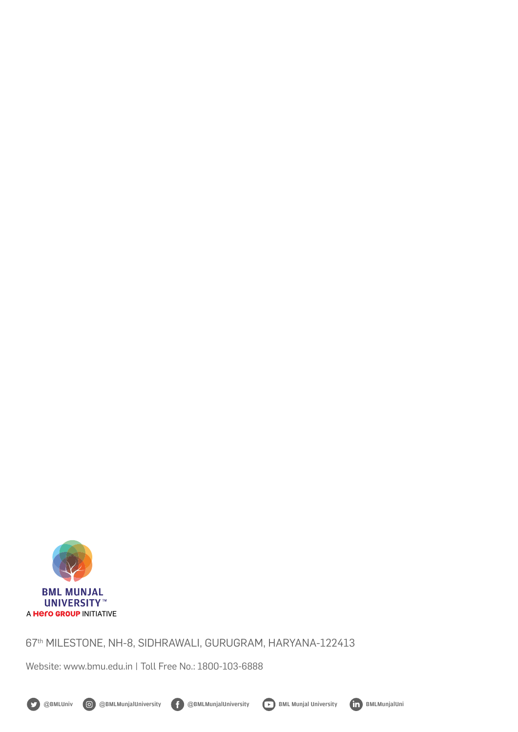BML MUNJAL UNIVERSITY™

A Hero GROUP INITIATIVE

67th MILESTONE, NH-8, SIDHRAWALI, GURUGRAM, HARYANA-122413

Website: www.bmu.edu.in | Toll Free No.: 1800-103-6888

@BMLUniv @BMLMunjalUniversity @BMLMunjalUniversity BML Munjal University BMLMunjalUni